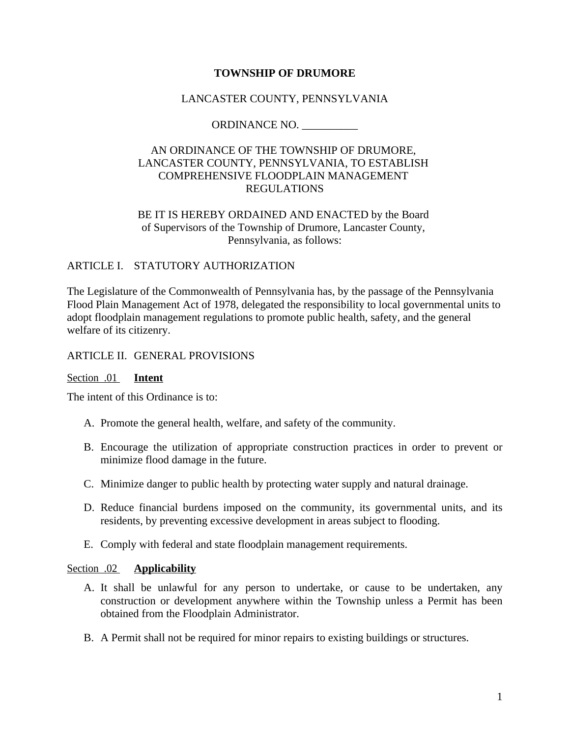**TOWNSHIP OF DRUMORE**

LANCASTER COUNTY, PENNSYLVANIA

ORDINANCE NO. __________

AN ORDINANCE OF THE TOWNSHIP OF DRUMORE, LANCASTER COUNTY, PENNSYLVANIA, TO ESTABLISH COMPREHENSIVE FLOODPLAIN MANAGEMENT REGULATIONS

BE IT IS HEREBY ORDAINED AND ENACTED by the Board of Supervisors of the Township of Drumore, Lancaster County, Pennsylvania, as follows:

## ARTICLE I. STATUTORY AUTHORIZATION

The Legislature of the Commonwealth of Pennsylvania has, by the passage of the Pennsylvania Flood Plain Management Act of 1978, delegated the responsibility to local governmental units to adopt floodplain management regulations to promote public health, safety, and the general welfare of its citizenry.

## ARTICLE II. GENERAL PROVISIONS

### Section .01 **Intent**

The intent of this Ordinance is to:

A. Promote the general health, welfare, and safety of the community.

B. Encourage the utilization of appropriate construction practices in order to prevent or minimize flood damage in the future.

C. Minimize danger to public health by protecting water supply and natural drainage.

D. Reduce financial burdens imposed on the community, its governmental units, and its residents, by preventing excessive development in areas subject to flooding.

E. Comply with federal and state floodplain management requirements.

### Section .02 **Applicability**

A. It shall be unlawful for any person to undertake, or cause to be undertaken, any construction or development anywhere within the Township unless a Permit has been obtained from the Floodplain Administrator.

B. A Permit shall not be required for minor repairs to existing buildings or structures.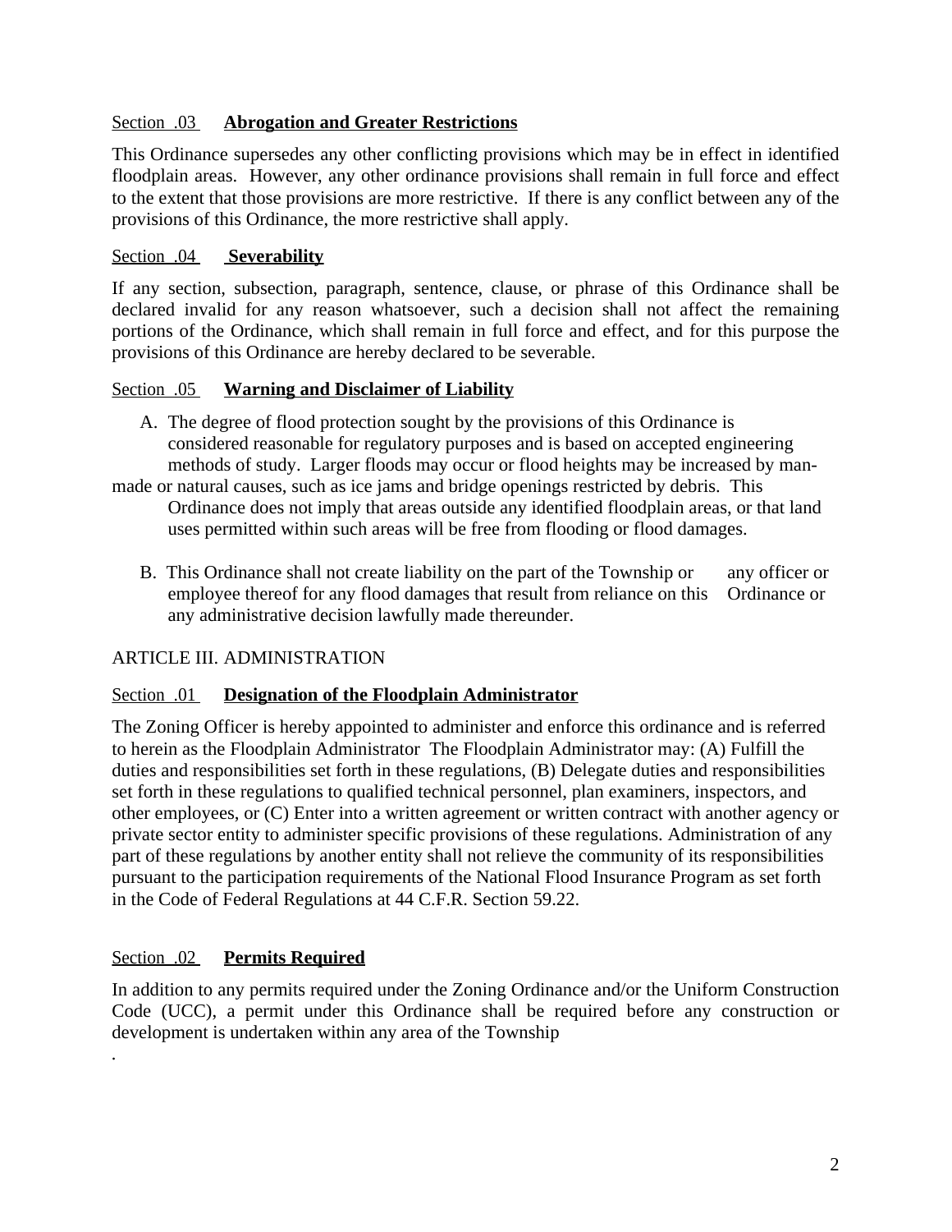Section .03 **Abrogation and Greater Restrictions**

This Ordinance supersedes any other conflicting provisions which may be in effect in identified floodplain areas. However, any other ordinance provisions shall remain in full force and effect to the extent that those provisions are more restrictive. If there is any conflict between any of the provisions of this Ordinance, the more restrictive shall apply.

Section .04 **Severability**

If any section, subsection, paragraph, sentence, clause, or phrase of this Ordinance shall be declared invalid for any reason whatsoever, such a decision shall not affect the remaining portions of the Ordinance, which shall remain in full force and effect, and for this purpose the provisions of this Ordinance are hereby declared to be severable.

Section .05 **Warning and Disclaimer of Liability**

A. The degree of flood protection sought by the provisions of this Ordinance is considered reasonable for regulatory purposes and is based on accepted engineering methods of study. Larger floods may occur or flood heights may be increased by man-made or natural causes, such as ice jams and bridge openings restricted by debris. This Ordinance does not imply that areas outside any identified floodplain areas, or that land uses permitted within such areas will be free from flooding or flood damages.

B. This Ordinance shall not create liability on the part of the Township or any officer or employee thereof for any flood damages that result from reliance on this Ordinance or any administrative decision lawfully made thereunder.

ARTICLE III. ADMINISTRATION

Section .01 **Designation of the Floodplain Administrator**

The Zoning Officer is hereby appointed to administer and enforce this ordinance and is referred to herein as the Floodplain Administrator The Floodplain Administrator may: (A) Fulfill the duties and responsibilities set forth in these regulations, (B) Delegate duties and responsibilities set forth in these regulations to qualified technical personnel, plan examiners, inspectors, and other employees, or (C) Enter into a written agreement or written contract with another agency or private sector entity to administer specific provisions of these regulations. Administration of any part of these regulations by another entity shall not relieve the community of its responsibilities pursuant to the participation requirements of the National Flood Insurance Program as set forth in the Code of Federal Regulations at 44 C.F.R. Section 59.22.

Section .02 **Permits Required**

In addition to any permits required under the Zoning Ordinance and/or the Uniform Construction Code (UCC), a permit under this Ordinance shall be required before any construction or development is undertaken within any area of the Township

.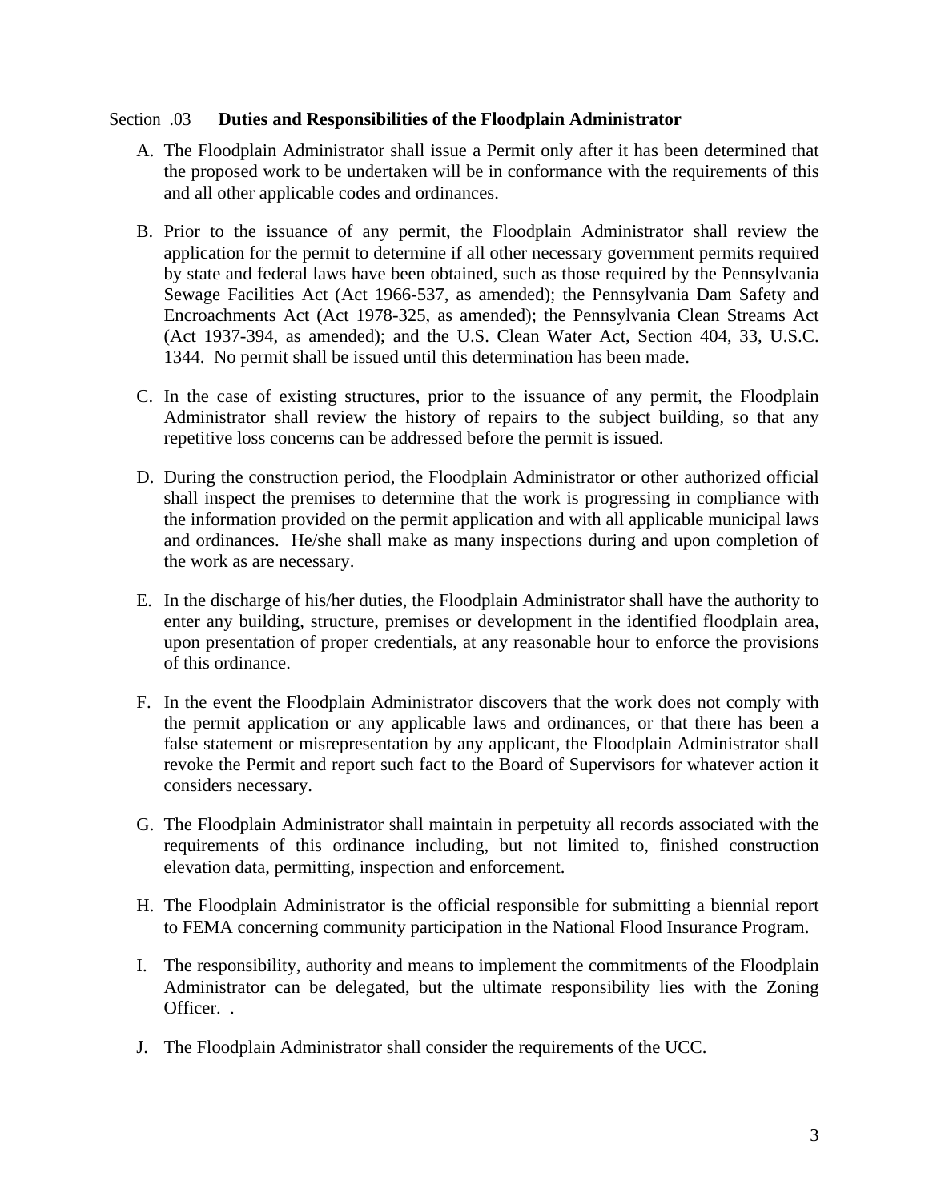Section .03 **Duties and Responsibilities of the Floodplain Administrator**

A. The Floodplain Administrator shall issue a Permit only after it has been determined that the proposed work to be undertaken will be in conformance with the requirements of this and all other applicable codes and ordinances.

B. Prior to the issuance of any permit, the Floodplain Administrator shall review the application for the permit to determine if all other necessary government permits required by state and federal laws have been obtained, such as those required by the Pennsylvania Sewage Facilities Act (Act 1966-537, as amended); the Pennsylvania Dam Safety and Encroachments Act (Act 1978-325, as amended); the Pennsylvania Clean Streams Act (Act 1937-394, as amended); and the U.S. Clean Water Act, Section 404, 33, U.S.C. 1344. No permit shall be issued until this determination has been made.

C. In the case of existing structures, prior to the issuance of any permit, the Floodplain Administrator shall review the history of repairs to the subject building, so that any repetitive loss concerns can be addressed before the permit is issued.

D. During the construction period, the Floodplain Administrator or other authorized official shall inspect the premises to determine that the work is progressing in compliance with the information provided on the permit application and with all applicable municipal laws and ordinances. He/she shall make as many inspections during and upon completion of the work as are necessary.

E. In the discharge of his/her duties, the Floodplain Administrator shall have the authority to enter any building, structure, premises or development in the identified floodplain area, upon presentation of proper credentials, at any reasonable hour to enforce the provisions of this ordinance.

F. In the event the Floodplain Administrator discovers that the work does not comply with the permit application or any applicable laws and ordinances, or that there has been a false statement or misrepresentation by any applicant, the Floodplain Administrator shall revoke the Permit and report such fact to the Board of Supervisors for whatever action it considers necessary.

G. The Floodplain Administrator shall maintain in perpetuity all records associated with the requirements of this ordinance including, but not limited to, finished construction elevation data, permitting, inspection and enforcement.

H. The Floodplain Administrator is the official responsible for submitting a biennial report to FEMA concerning community participation in the National Flood Insurance Program.

I. The responsibility, authority and means to implement the commitments of the Floodplain Administrator can be delegated, but the ultimate responsibility lies with the Zoning Officer. .

J. The Floodplain Administrator shall consider the requirements of the UCC.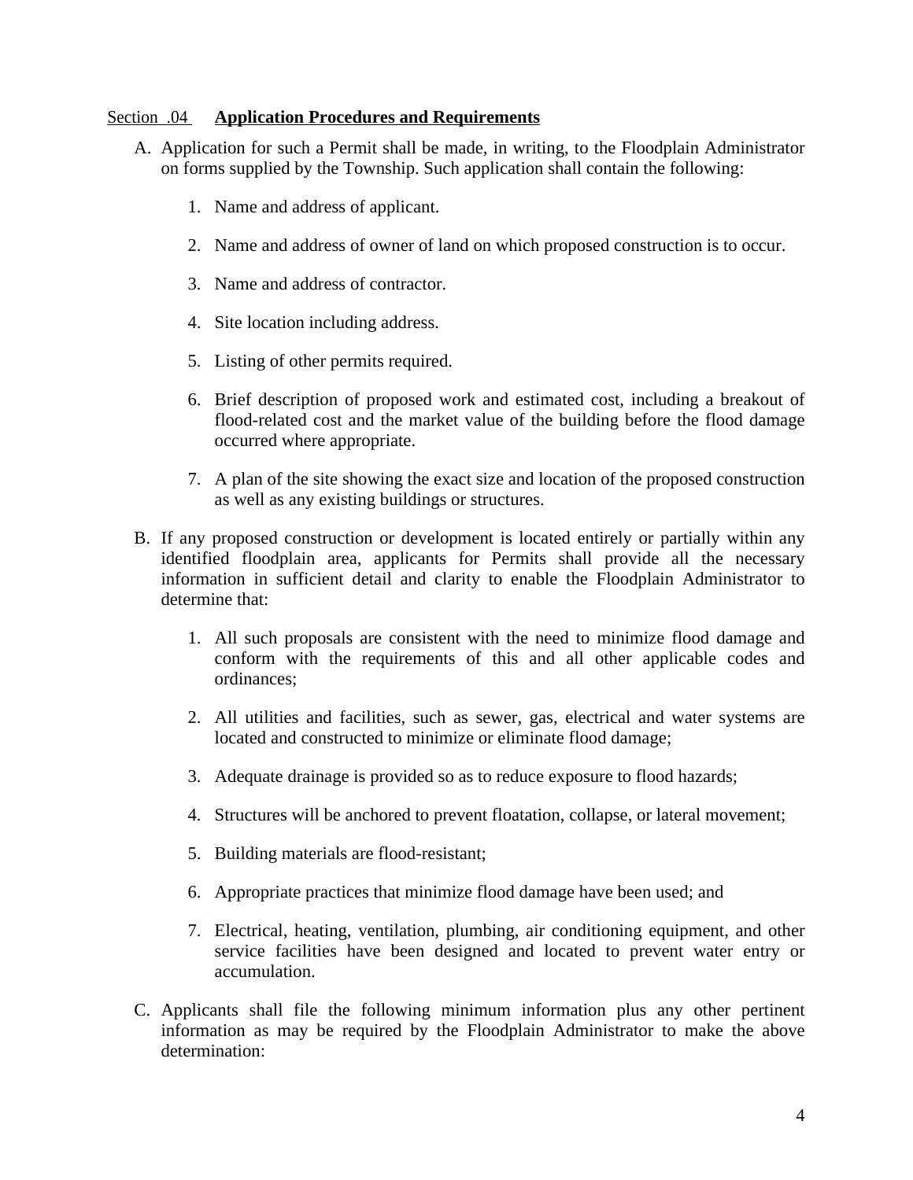Section .04 **Application Procedures and Requirements**

A. Application for such a Permit shall be made, in writing, to the Floodplain Administrator on forms supplied by the Township. Such application shall contain the following:

   1. Name and address of applicant.

   2. Name and address of owner of land on which proposed construction is to occur.

   3. Name and address of contractor.

   4. Site location including address.

   5. Listing of other permits required.

   6. Brief description of proposed work and estimated cost, including a breakout of flood-related cost and the market value of the building before the flood damage occurred where appropriate.

   7. A plan of the site showing the exact size and location of the proposed construction as well as any existing buildings or structures.

B. If any proposed construction or development is located entirely or partially within any identified floodplain area, applicants for Permits shall provide all the necessary information in sufficient detail and clarity to enable the Floodplain Administrator to determine that:

   1. All such proposals are consistent with the need to minimize flood damage and conform with the requirements of this and all other applicable codes and ordinances;

   2. All utilities and facilities, such as sewer, gas, electrical and water systems are located and constructed to minimize or eliminate flood damage;

   3. Adequate drainage is provided so as to reduce exposure to flood hazards;

   4. Structures will be anchored to prevent floatation, collapse, or lateral movement;

   5. Building materials are flood-resistant;

   6. Appropriate practices that minimize flood damage have been used; and

   7. Electrical, heating, ventilation, plumbing, air conditioning equipment, and other service facilities have been designed and located to prevent water entry or accumulation.

C. Applicants shall file the following minimum information plus any other pertinent information as may be required by the Floodplain Administrator to make the above determination: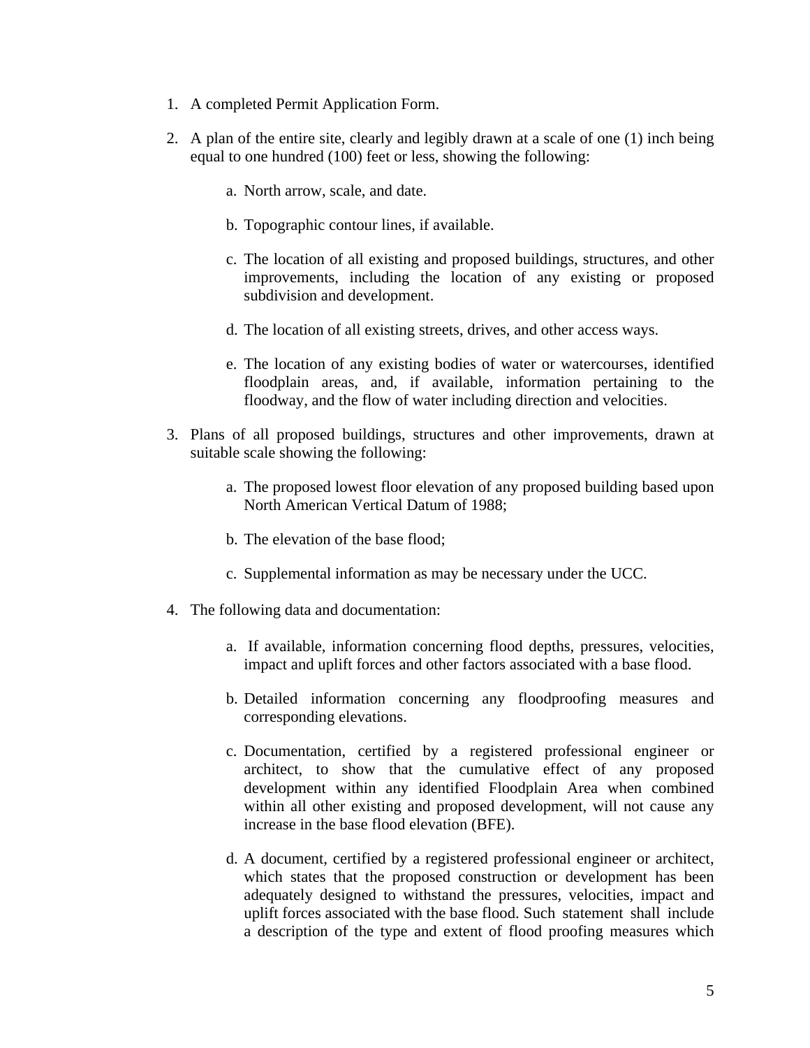1. A completed Permit Application Form.
2. A plan of the entire site, clearly and legibly drawn at a scale of one (1) inch being equal to one hundred (100) feet or less, showing the following:
    a. North arrow, scale, and date.
    b. Topographic contour lines, if available.
    c. The location of all existing and proposed buildings, structures, and other improvements, including the location of any existing or proposed subdivision and development.
    d. The location of all existing streets, drives, and other access ways.
    e. The location of any existing bodies of water or watercourses, identified floodplain areas, and, if available, information pertaining to the floodway, and the flow of water including direction and velocities.
3. Plans of all proposed buildings, structures and other improvements, drawn at suitable scale showing the following:
    a. The proposed lowest floor elevation of any proposed building based upon North American Vertical Datum of 1988;
    b. The elevation of the base flood;
    c. Supplemental information as may be necessary under the UCC.
4. The following data and documentation:
    a. If available, information concerning flood depths, pressures, velocities, impact and uplift forces and other factors associated with a base flood.
    b. Detailed information concerning any floodproofing measures and corresponding elevations.
    c. Documentation, certified by a registered professional engineer or architect, to show that the cumulative effect of any proposed development within any identified Floodplain Area when combined within all other existing and proposed development, will not cause any increase in the base flood elevation (BFE).
    d. A document, certified by a registered professional engineer or architect, which states that the proposed construction or development has been adequately designed to withstand the pressures, velocities, impact and uplift forces associated with the base flood. Such statement shall include a description of the type and extent of flood proofing measures which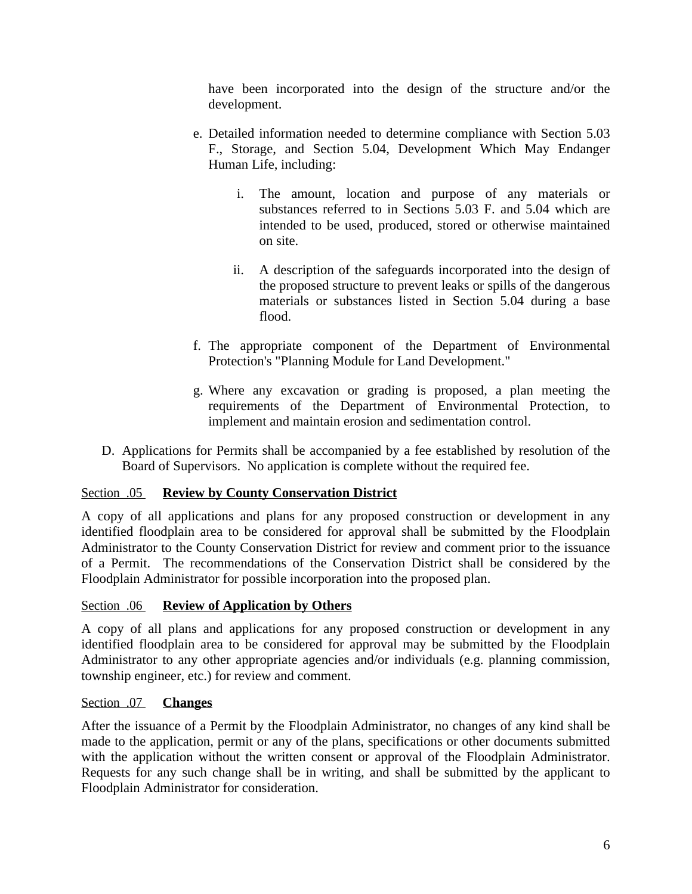have been incorporated into the design of the structure and/or the development.

e. Detailed information needed to determine compliance with Section 5.03 F., Storage, and Section 5.04, Development Which May Endanger Human Life, including:

   i. The amount, location and purpose of any materials or substances referred to in Sections 5.03 F. and 5.04 which are intended to be used, produced, stored or otherwise maintained on site.

   ii. A description of the safeguards incorporated into the design of the proposed structure to prevent leaks or spills of the dangerous materials or substances listed in Section 5.04 during a base flood.

f. The appropriate component of the Department of Environmental Protection's "Planning Module for Land Development."

g. Where any excavation or grading is proposed, a plan meeting the requirements of the Department of Environmental Protection, to implement and maintain erosion and sedimentation control.

D. Applications for Permits shall be accompanied by a fee established by resolution of the Board of Supervisors. No application is complete without the required fee.

Section .05 **Review by County Conservation District**

A copy of all applications and plans for any proposed construction or development in any identified floodplain area to be considered for approval shall be submitted by the Floodplain Administrator to the County Conservation District for review and comment prior to the issuance of a Permit. The recommendations of the Conservation District shall be considered by the Floodplain Administrator for possible incorporation into the proposed plan.

Section .06 **Review of Application by Others**

A copy of all plans and applications for any proposed construction or development in any identified floodplain area to be considered for approval may be submitted by the Floodplain Administrator to any other appropriate agencies and/or individuals (e.g. planning commission, township engineer, etc.) for review and comment.

Section .07 **Changes**

After the issuance of a Permit by the Floodplain Administrator, no changes of any kind shall be made to the application, permit or any of the plans, specifications or other documents submitted with the application without the written consent or approval of the Floodplain Administrator. Requests for any such change shall be in writing, and shall be submitted by the applicant to Floodplain Administrator for consideration.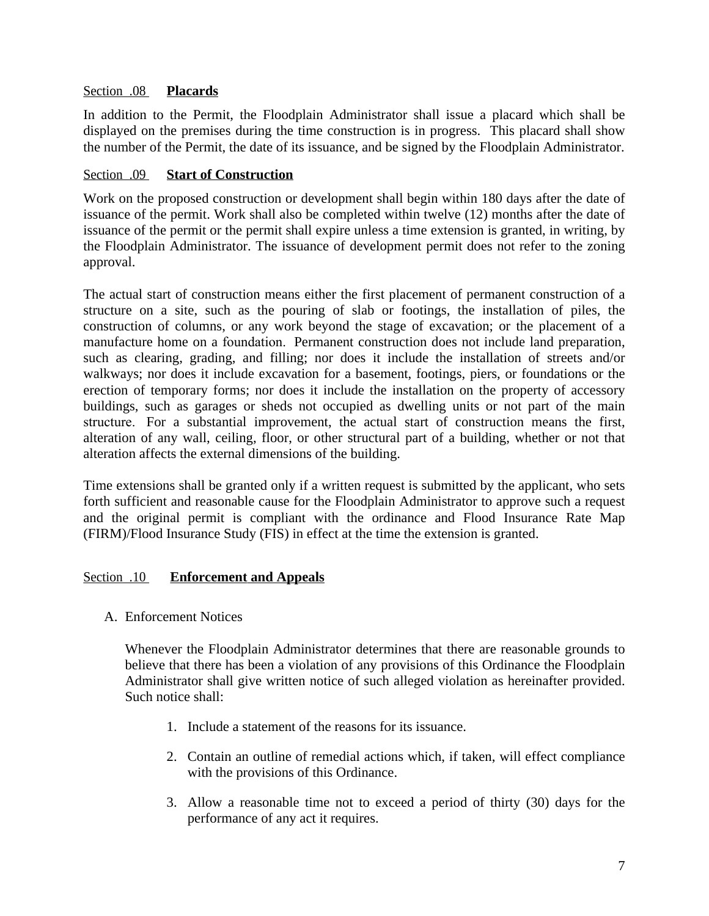Section .08 **Placards**

In addition to the Permit, the Floodplain Administrator shall issue a placard which shall be displayed on the premises during the time construction is in progress. This placard shall show the number of the Permit, the date of its issuance, and be signed by the Floodplain Administrator.

Section .09 **Start of Construction**

Work on the proposed construction or development shall begin within 180 days after the date of issuance of the permit. Work shall also be completed within twelve (12) months after the date of issuance of the permit or the permit shall expire unless a time extension is granted, in writing, by the Floodplain Administrator. The issuance of development permit does not refer to the zoning approval.

The actual start of construction means either the first placement of permanent construction of a structure on a site, such as the pouring of slab or footings, the installation of piles, the construction of columns, or any work beyond the stage of excavation; or the placement of a manufacture home on a foundation. Permanent construction does not include land preparation, such as clearing, grading, and filling; nor does it include the installation of streets and/or walkways; nor does it include excavation for a basement, footings, piers, or foundations or the erection of temporary forms; nor does it include the installation on the property of accessory buildings, such as garages or sheds not occupied as dwelling units or not part of the main structure. For a substantial improvement, the actual start of construction means the first, alteration of any wall, ceiling, floor, or other structural part of a building, whether or not that alteration affects the external dimensions of the building.

Time extensions shall be granted only if a written request is submitted by the applicant, who sets forth sufficient and reasonable cause for the Floodplain Administrator to approve such a request and the original permit is compliant with the ordinance and Flood Insurance Rate Map (FIRM)/Flood Insurance Study (FIS) in effect at the time the extension is granted.

Section .10 **Enforcement and Appeals**

A. Enforcement Notices

Whenever the Floodplain Administrator determines that there are reasonable grounds to believe that there has been a violation of any provisions of this Ordinance the Floodplain Administrator shall give written notice of such alleged violation as hereinafter provided. Such notice shall:

1. Include a statement of the reasons for its issuance.
2. Contain an outline of remedial actions which, if taken, will effect compliance with the provisions of this Ordinance.
3. Allow a reasonable time not to exceed a period of thirty (30) days for the performance of any act it requires.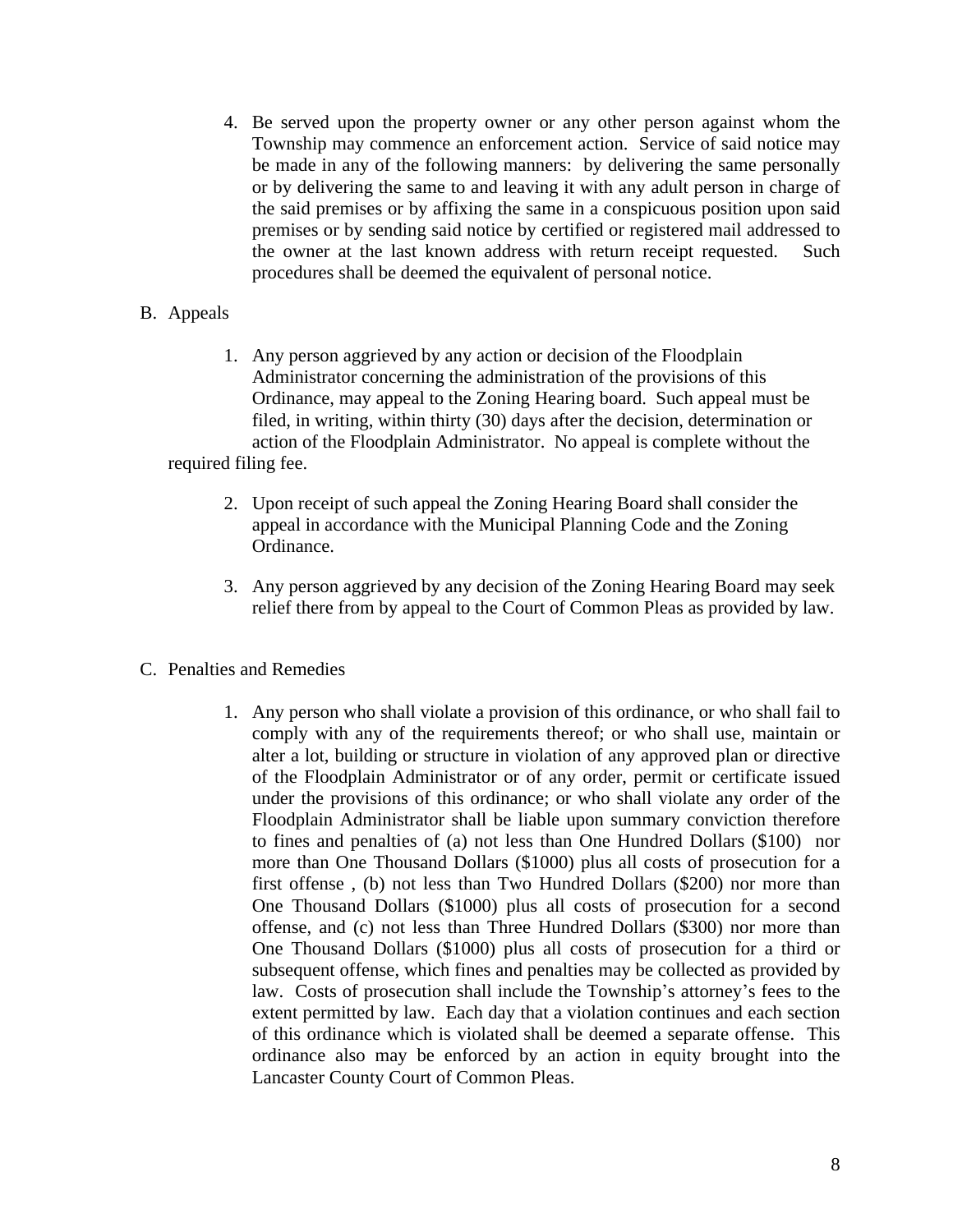4. Be served upon the property owner or any other person against whom the Township may commence an enforcement action. Service of said notice may be made in any of the following manners: by delivering the same personally or by delivering the same to and leaving it with any adult person in charge of the said premises or by affixing the same in a conspicuous position upon said premises or by sending said notice by certified or registered mail addressed to the owner at the last known address with return receipt requested. Such procedures shall be deemed the equivalent of personal notice.

B. Appeals

1. Any person aggrieved by any action or decision of the Floodplain Administrator concerning the administration of the provisions of this Ordinance, may appeal to the Zoning Hearing board. Such appeal must be filed, in writing, within thirty (30) days after the decision, determination or action of the Floodplain Administrator. No appeal is complete without the required filing fee.

2. Upon receipt of such appeal the Zoning Hearing Board shall consider the appeal in accordance with the Municipal Planning Code and the Zoning Ordinance.

3. Any person aggrieved by any decision of the Zoning Hearing Board may seek relief there from by appeal to the Court of Common Pleas as provided by law.

C. Penalties and Remedies

1. Any person who shall violate a provision of this ordinance, or who shall fail to comply with any of the requirements thereof; or who shall use, maintain or alter a lot, building or structure in violation of any approved plan or directive of the Floodplain Administrator or of any order, permit or certificate issued under the provisions of this ordinance; or who shall violate any order of the Floodplain Administrator shall be liable upon summary conviction therefore to fines and penalties of (a) not less than One Hundred Dollars ($100) nor more than One Thousand Dollars ($1000) plus all costs of prosecution for a first offense , (b) not less than Two Hundred Dollars ($200) nor more than One Thousand Dollars ($1000) plus all costs of prosecution for a second offense, and (c) not less than Three Hundred Dollars ($300) nor more than One Thousand Dollars ($1000) plus all costs of prosecution for a third or subsequent offense, which fines and penalties may be collected as provided by law. Costs of prosecution shall include the Township's attorney's fees to the extent permitted by law. Each day that a violation continues and each section of this ordinance which is violated shall be deemed a separate offense. This ordinance also may be enforced by an action in equity brought into the Lancaster County Court of Common Pleas.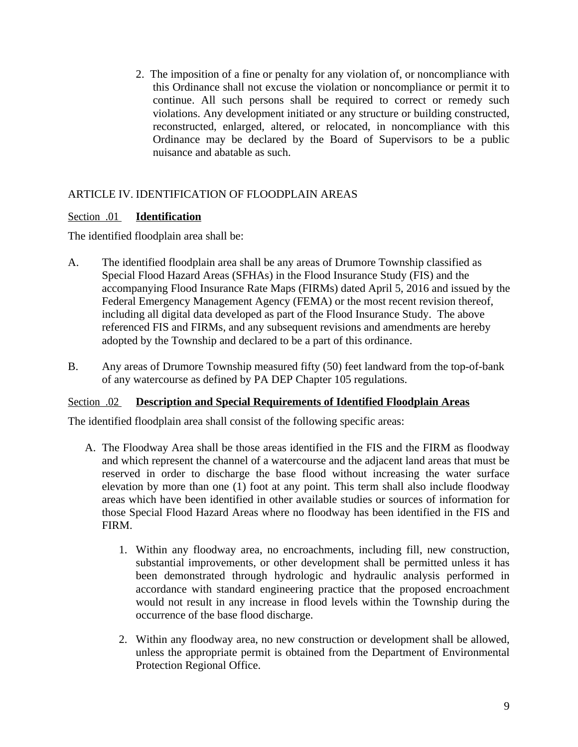2. The imposition of a fine or penalty for any violation of, or noncompliance with this Ordinance shall not excuse the violation or noncompliance or permit it to continue. All such persons shall be required to correct or remedy such violations. Any development initiated or any structure or building constructed, reconstructed, enlarged, altered, or relocated, in noncompliance with this Ordinance may be declared by the Board of Supervisors to be a public nuisance and abatable as such.

## ARTICLE IV. IDENTIFICATION OF FLOODPLAIN AREAS

Section .01 **Identification**

The identified floodplain area shall be:

A. The identified floodplain area shall be any areas of Drumore Township classified as Special Flood Hazard Areas (SFHAs) in the Flood Insurance Study (FIS) and the accompanying Flood Insurance Rate Maps (FIRMs) dated April 5, 2016 and issued by the Federal Emergency Management Agency (FEMA) or the most recent revision thereof, including all digital data developed as part of the Flood Insurance Study. The above referenced FIS and FIRMs, and any subsequent revisions and amendments are hereby adopted by the Township and declared to be a part of this ordinance.

B. Any areas of Drumore Township measured fifty (50) feet landward from the top-of-bank of any watercourse as defined by PA DEP Chapter 105 regulations.

Section .02 **Description and Special Requirements of Identified Floodplain Areas**

The identified floodplain area shall consist of the following specific areas:

A. The Floodway Area shall be those areas identified in the FIS and the FIRM as floodway and which represent the channel of a watercourse and the adjacent land areas that must be reserved in order to discharge the base flood without increasing the water surface elevation by more than one (1) foot at any point. This term shall also include floodway areas which have been identified in other available studies or sources of information for those Special Flood Hazard Areas where no floodway has been identified in the FIS and FIRM.

   1. Within any floodway area, no encroachments, including fill, new construction, substantial improvements, or other development shall be permitted unless it has been demonstrated through hydrologic and hydraulic analysis performed in accordance with standard engineering practice that the proposed encroachment would not result in any increase in flood levels within the Township during the occurrence of the base flood discharge.

   2. Within any floodway area, no new construction or development shall be allowed, unless the appropriate permit is obtained from the Department of Environmental Protection Regional Office.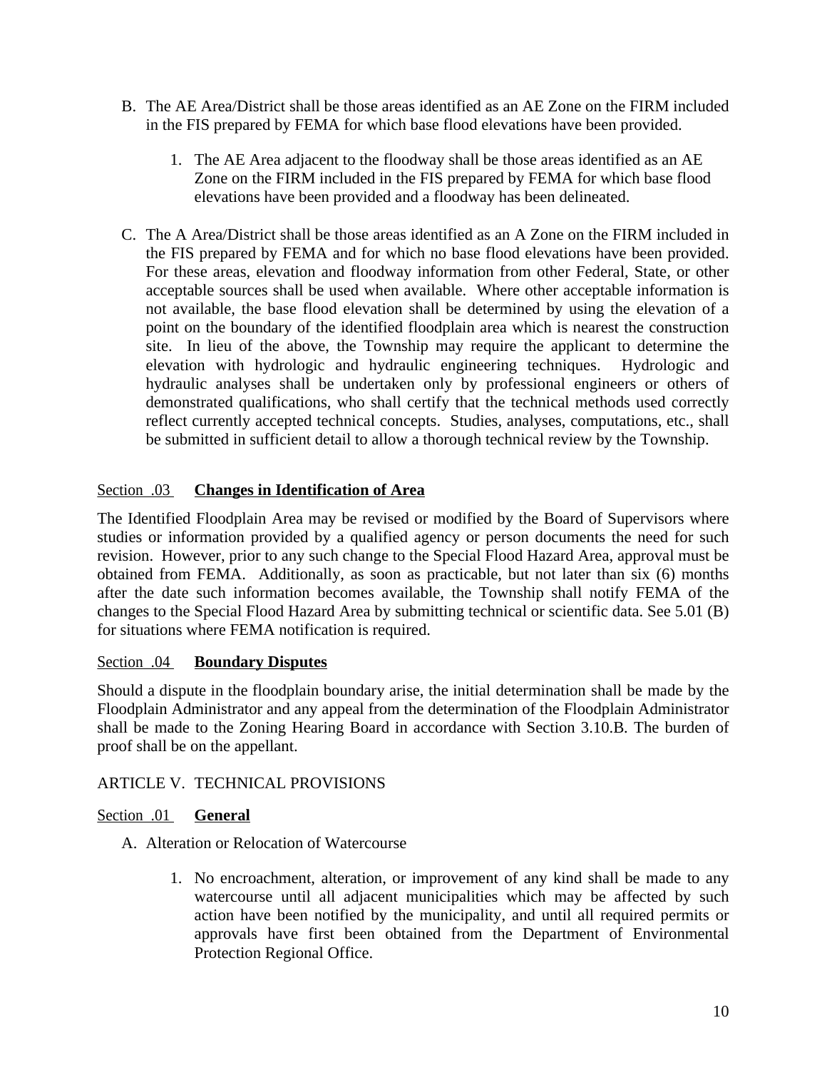B. The AE Area/District shall be those areas identified as an AE Zone on the FIRM included in the FIS prepared by FEMA for which base flood elevations have been provided.

   1. The AE Area adjacent to the floodway shall be those areas identified as an AE Zone on the FIRM included in the FIS prepared by FEMA for which base flood elevations have been provided and a floodway has been delineated.

C. The A Area/District shall be those areas identified as an A Zone on the FIRM included in the FIS prepared by FEMA and for which no base flood elevations have been provided. For these areas, elevation and floodway information from other Federal, State, or other acceptable sources shall be used when available. Where other acceptable information is not available, the base flood elevation shall be determined by using the elevation of a point on the boundary of the identified floodplain area which is nearest the construction site. In lieu of the above, the Township may require the applicant to determine the elevation with hydrologic and hydraulic engineering techniques. Hydrologic and hydraulic analyses shall be undertaken only by professional engineers or others of demonstrated qualifications, who shall certify that the technical methods used correctly reflect currently accepted technical concepts. Studies, analyses, computations, etc., shall be submitted in sufficient detail to allow a thorough technical review by the Township.

Section .03 **Changes in Identification of Area**

The Identified Floodplain Area may be revised or modified by the Board of Supervisors where studies or information provided by a qualified agency or person documents the need for such revision. However, prior to any such change to the Special Flood Hazard Area, approval must be obtained from FEMA. Additionally, as soon as practicable, but not later than six (6) months after the date such information becomes available, the Township shall notify FEMA of the changes to the Special Flood Hazard Area by submitting technical or scientific data. See 5.01 (B) for situations where FEMA notification is required.

Section .04 **Boundary Disputes**

Should a dispute in the floodplain boundary arise, the initial determination shall be made by the Floodplain Administrator and any appeal from the determination of the Floodplain Administrator shall be made to the Zoning Hearing Board in accordance with Section 3.10.B. The burden of proof shall be on the appellant.

## ARTICLE V. TECHNICAL PROVISIONS

Section .01 **General**

A. Alteration or Relocation of Watercourse

   1. No encroachment, alteration, or improvement of any kind shall be made to any watercourse until all adjacent municipalities which may be affected by such action have been notified by the municipality, and until all required permits or approvals have first been obtained from the Department of Environmental Protection Regional Office.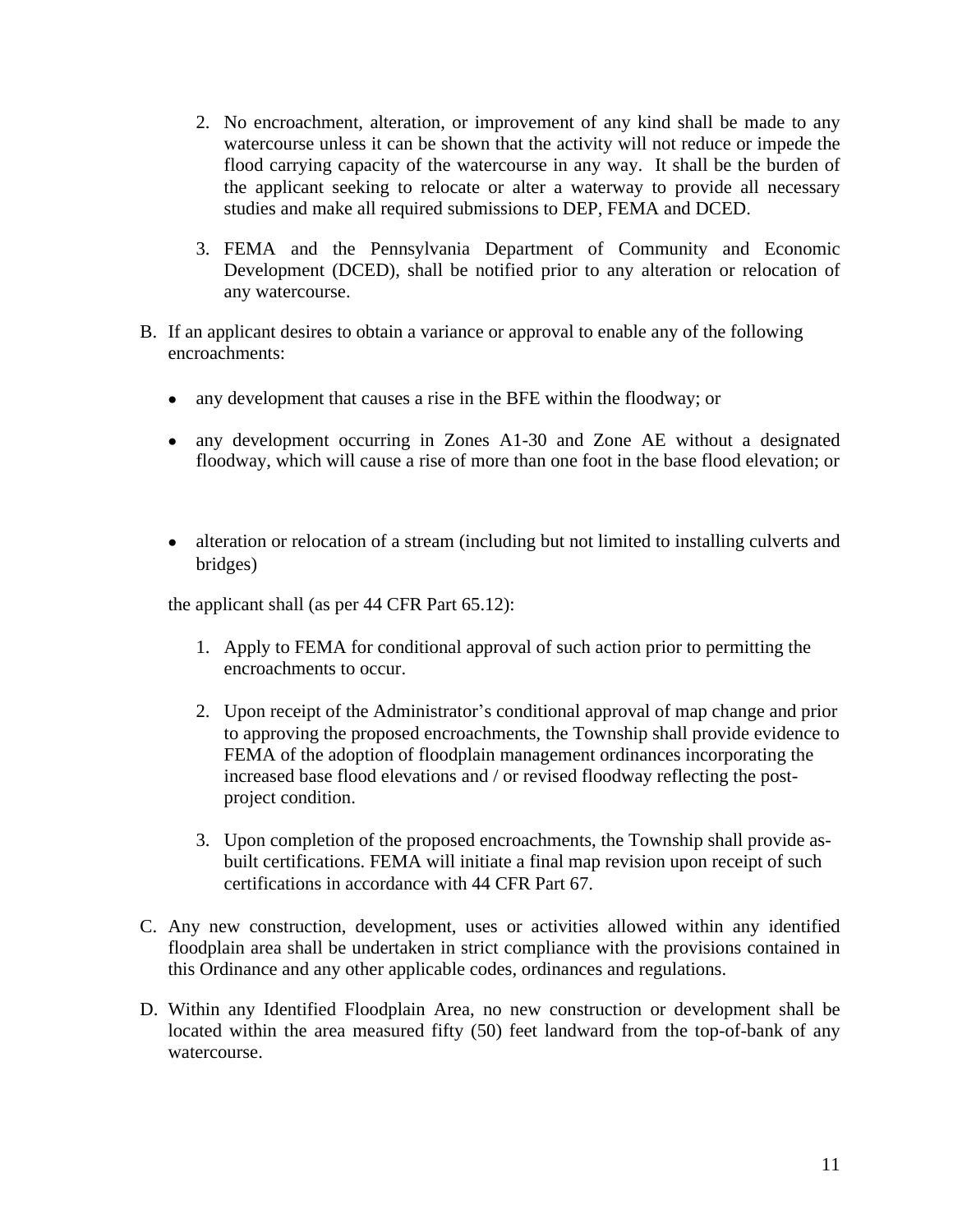2. No encroachment, alteration, or improvement of any kind shall be made to any watercourse unless it can be shown that the activity will not reduce or impede the flood carrying capacity of the watercourse in any way. It shall be the burden of the applicant seeking to relocate or alter a waterway to provide all necessary studies and make all required submissions to DEP, FEMA and DCED.

3. FEMA and the Pennsylvania Department of Community and Economic Development (DCED), shall be notified prior to any alteration or relocation of any watercourse.

B. If an applicant desires to obtain a variance or approval to enable any of the following encroachments:

- any development that causes a rise in the BFE within the floodway; or
- any development occurring in Zones A1-30 and Zone AE without a designated floodway, which will cause a rise of more than one foot in the base flood elevation; or
- alteration or relocation of a stream (including but not limited to installing culverts and bridges)

the applicant shall (as per 44 CFR Part 65.12):

1. Apply to FEMA for conditional approval of such action prior to permitting the encroachments to occur.

2. Upon receipt of the Administrator's conditional approval of map change and prior to approving the proposed encroachments, the Township shall provide evidence to FEMA of the adoption of floodplain management ordinances incorporating the increased base flood elevations and / or revised floodway reflecting the post-project condition.

3. Upon completion of the proposed encroachments, the Township shall provide as-built certifications. FEMA will initiate a final map revision upon receipt of such certifications in accordance with 44 CFR Part 67.

C. Any new construction, development, uses or activities allowed within any identified floodplain area shall be undertaken in strict compliance with the provisions contained in this Ordinance and any other applicable codes, ordinances and regulations.

D. Within any Identified Floodplain Area, no new construction or development shall be located within the area measured fifty (50) feet landward from the top-of-bank of any watercourse.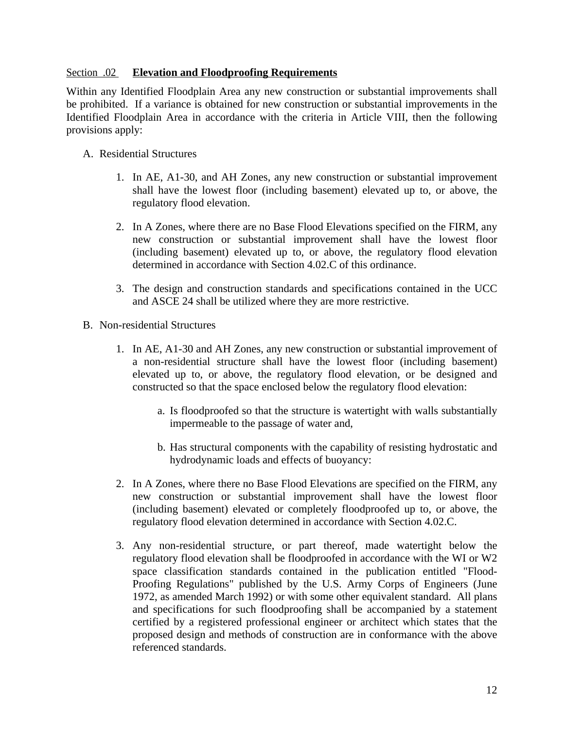## Section .02 **Elevation and Floodproofing Requirements**

Within any Identified Floodplain Area any new construction or substantial improvements shall be prohibited. If a variance is obtained for new construction or substantial improvements in the Identified Floodplain Area in accordance with the criteria in Article VIII, then the following provisions apply:

A. Residential Structures

1. In AE, A1-30, and AH Zones, any new construction or substantial improvement shall have the lowest floor (including basement) elevated up to, or above, the regulatory flood elevation.

2. In A Zones, where there are no Base Flood Elevations specified on the FIRM, any new construction or substantial improvement shall have the lowest floor (including basement) elevated up to, or above, the regulatory flood elevation determined in accordance with Section 4.02.C of this ordinance.

3. The design and construction standards and specifications contained in the UCC and ASCE 24 shall be utilized where they are more restrictive.

B. Non-residential Structures

1. In AE, A1-30 and AH Zones, any new construction or substantial improvement of a non-residential structure shall have the lowest floor (including basement) elevated up to, or above, the regulatory flood elevation, or be designed and constructed so that the space enclosed below the regulatory flood elevation:

   a. Is floodproofed so that the structure is watertight with walls substantially impermeable to the passage of water and,

   b. Has structural components with the capability of resisting hydrostatic and hydrodynamic loads and effects of buoyancy:

2. In A Zones, where there no Base Flood Elevations are specified on the FIRM, any new construction or substantial improvement shall have the lowest floor (including basement) elevated or completely floodproofed up to, or above, the regulatory flood elevation determined in accordance with Section 4.02.C.

3. Any non-residential structure, or part thereof, made watertight below the regulatory flood elevation shall be floodproofed in accordance with the WI or W2 space classification standards contained in the publication entitled "Flood-Proofing Regulations" published by the U.S. Army Corps of Engineers (June 1972, as amended March 1992) or with some other equivalent standard. All plans and specifications for such floodproofing shall be accompanied by a statement certified by a registered professional engineer or architect which states that the proposed design and methods of construction are in conformance with the above referenced standards.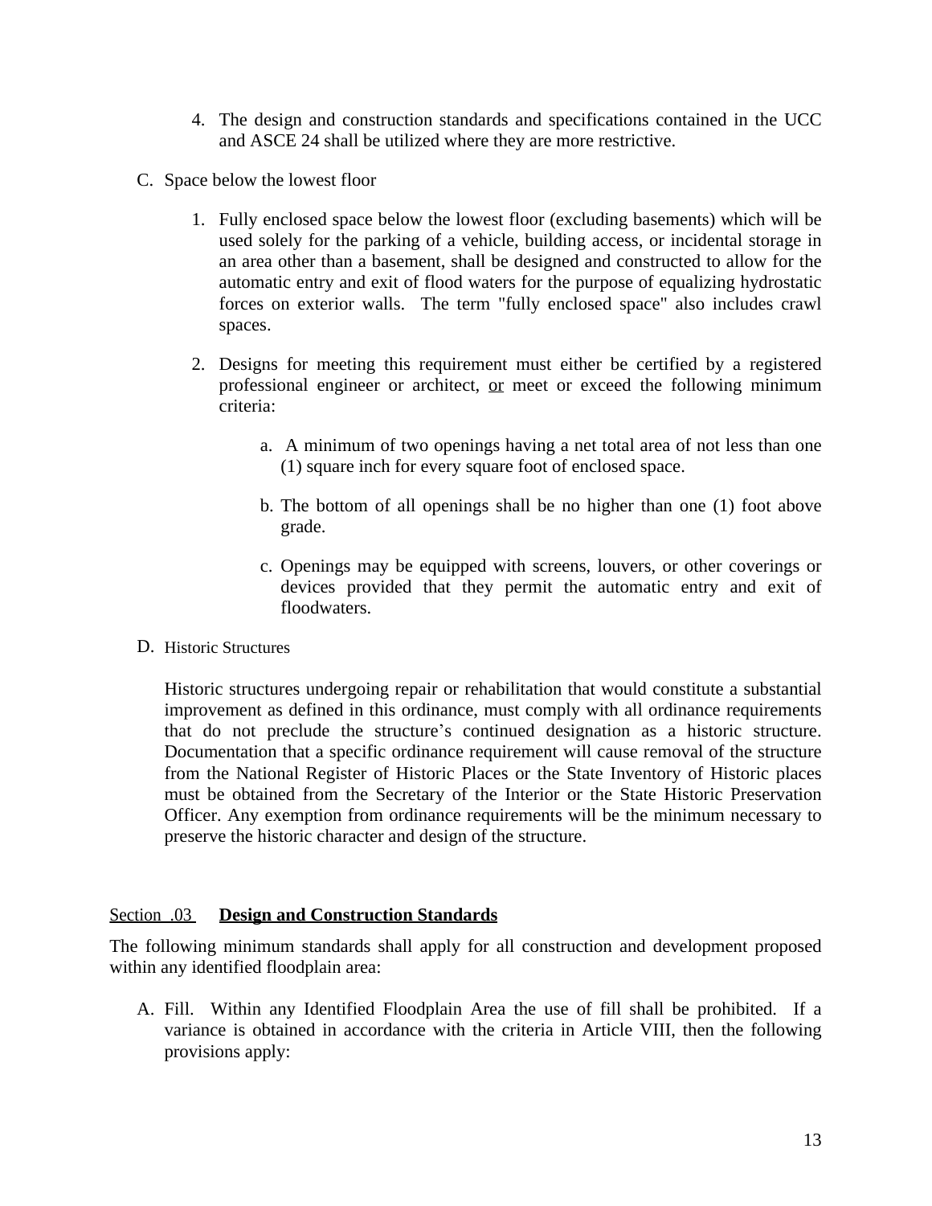4. The design and construction standards and specifications contained in the UCC and ASCE 24 shall be utilized where they are more restrictive.

C. Space below the lowest floor

   1. Fully enclosed space below the lowest floor (excluding basements) which will be used solely for the parking of a vehicle, building access, or incidental storage in an area other than a basement, shall be designed and constructed to allow for the automatic entry and exit of flood waters for the purpose of equalizing hydrostatic forces on exterior walls. The term "fully enclosed space" also includes crawl spaces.

   2. Designs for meeting this requirement must either be certified by a registered professional engineer or architect, <u>or</u> meet or exceed the following minimum criteria:

      a. A minimum of two openings having a net total area of not less than one (1) square inch for every square foot of enclosed space.

      b. The bottom of all openings shall be no higher than one (1) foot above grade.

      c. Openings may be equipped with screens, louvers, or other coverings or devices provided that they permit the automatic entry and exit of floodwaters.

D. Historic Structures

   Historic structures undergoing repair or rehabilitation that would constitute a substantial improvement as defined in this ordinance, must comply with all ordinance requirements that do not preclude the structure's continued designation as a historic structure. Documentation that a specific ordinance requirement will cause removal of the structure from the National Register of Historic Places or the State Inventory of Historic places must be obtained from the Secretary of the Interior or the State Historic Preservation Officer. Any exemption from ordinance requirements will be the minimum necessary to preserve the historic character and design of the structure.

## Section .03 **Design and Construction Standards**

The following minimum standards shall apply for all construction and development proposed within any identified floodplain area:

A. Fill. Within any Identified Floodplain Area the use of fill shall be prohibited. If a variance is obtained in accordance with the criteria in Article VIII, then the following provisions apply: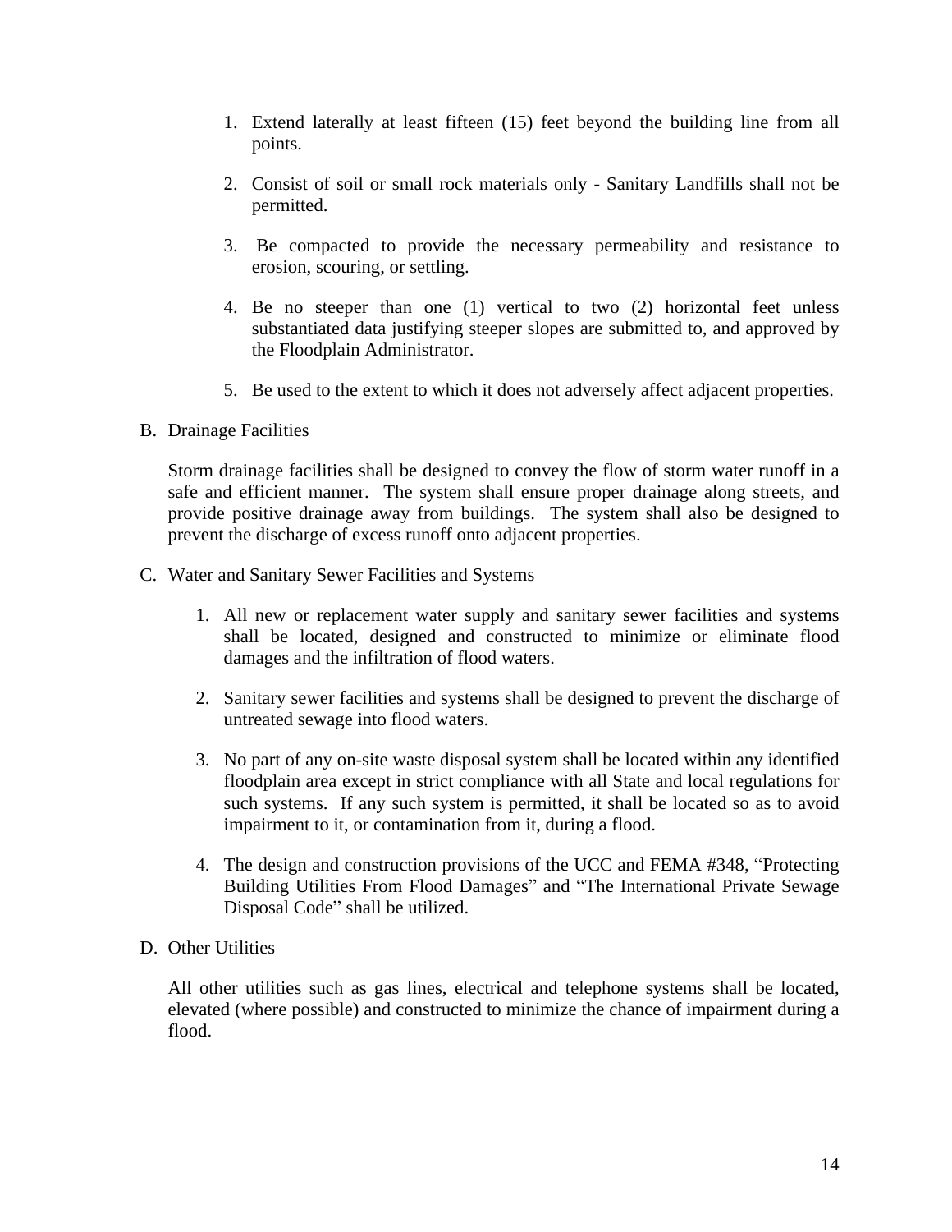1. Extend laterally at least fifteen (15) feet beyond the building line from all points.

2. Consist of soil or small rock materials only - Sanitary Landfills shall not be permitted.

3. Be compacted to provide the necessary permeability and resistance to erosion, scouring, or settling.

4. Be no steeper than one (1) vertical to two (2) horizontal feet unless substantiated data justifying steeper slopes are submitted to, and approved by the Floodplain Administrator.

5. Be used to the extent to which it does not adversely affect adjacent properties.

B. Drainage Facilities

Storm drainage facilities shall be designed to convey the flow of storm water runoff in a safe and efficient manner. The system shall ensure proper drainage along streets, and provide positive drainage away from buildings. The system shall also be designed to prevent the discharge of excess runoff onto adjacent properties.

C. Water and Sanitary Sewer Facilities and Systems

1. All new or replacement water supply and sanitary sewer facilities and systems shall be located, designed and constructed to minimize or eliminate flood damages and the infiltration of flood waters.

2. Sanitary sewer facilities and systems shall be designed to prevent the discharge of untreated sewage into flood waters.

3. No part of any on-site waste disposal system shall be located within any identified floodplain area except in strict compliance with all State and local regulations for such systems. If any such system is permitted, it shall be located so as to avoid impairment to it, or contamination from it, during a flood.

4. The design and construction provisions of the UCC and FEMA #348, "Protecting Building Utilities From Flood Damages" and "The International Private Sewage Disposal Code" shall be utilized.

D. Other Utilities

All other utilities such as gas lines, electrical and telephone systems shall be located, elevated (where possible) and constructed to minimize the chance of impairment during a flood.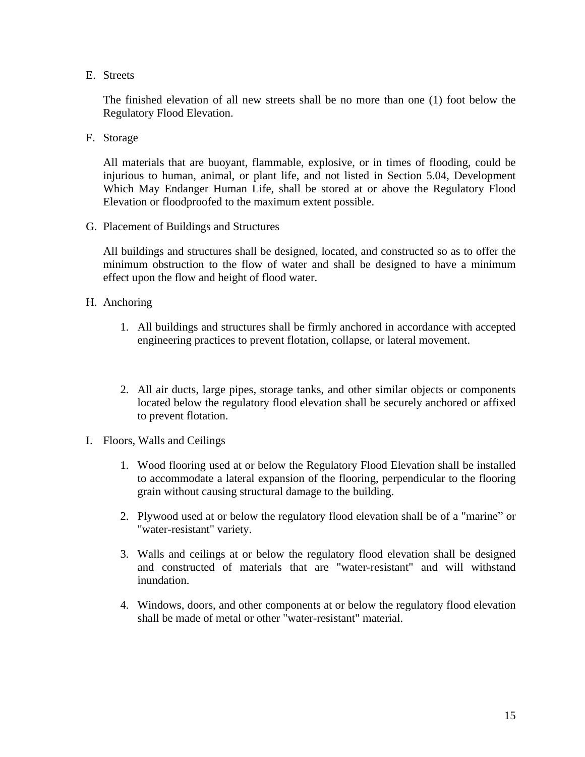E. Streets

The finished elevation of all new streets shall be no more than one (1) foot below the Regulatory Flood Elevation.

F. Storage

All materials that are buoyant, flammable, explosive, or in times of flooding, could be injurious to human, animal, or plant life, and not listed in Section 5.04, Development Which May Endanger Human Life, shall be stored at or above the Regulatory Flood Elevation or floodproofed to the maximum extent possible.

G. Placement of Buildings and Structures

All buildings and structures shall be designed, located, and constructed so as to offer the minimum obstruction to the flow of water and shall be designed to have a minimum effect upon the flow and height of flood water.

H. Anchoring

1. All buildings and structures shall be firmly anchored in accordance with accepted engineering practices to prevent flotation, collapse, or lateral movement.

2. All air ducts, large pipes, storage tanks, and other similar objects or components located below the regulatory flood elevation shall be securely anchored or affixed to prevent flotation.

I. Floors, Walls and Ceilings

1. Wood flooring used at or below the Regulatory Flood Elevation shall be installed to accommodate a lateral expansion of the flooring, perpendicular to the flooring grain without causing structural damage to the building.

2. Plywood used at or below the regulatory flood elevation shall be of a "marine” or "water-resistant" variety.

3. Walls and ceilings at or below the regulatory flood elevation shall be designed and constructed of materials that are "water-resistant" and will withstand inundation.

4. Windows, doors, and other components at or below the regulatory flood elevation shall be made of metal or other "water-resistant" material.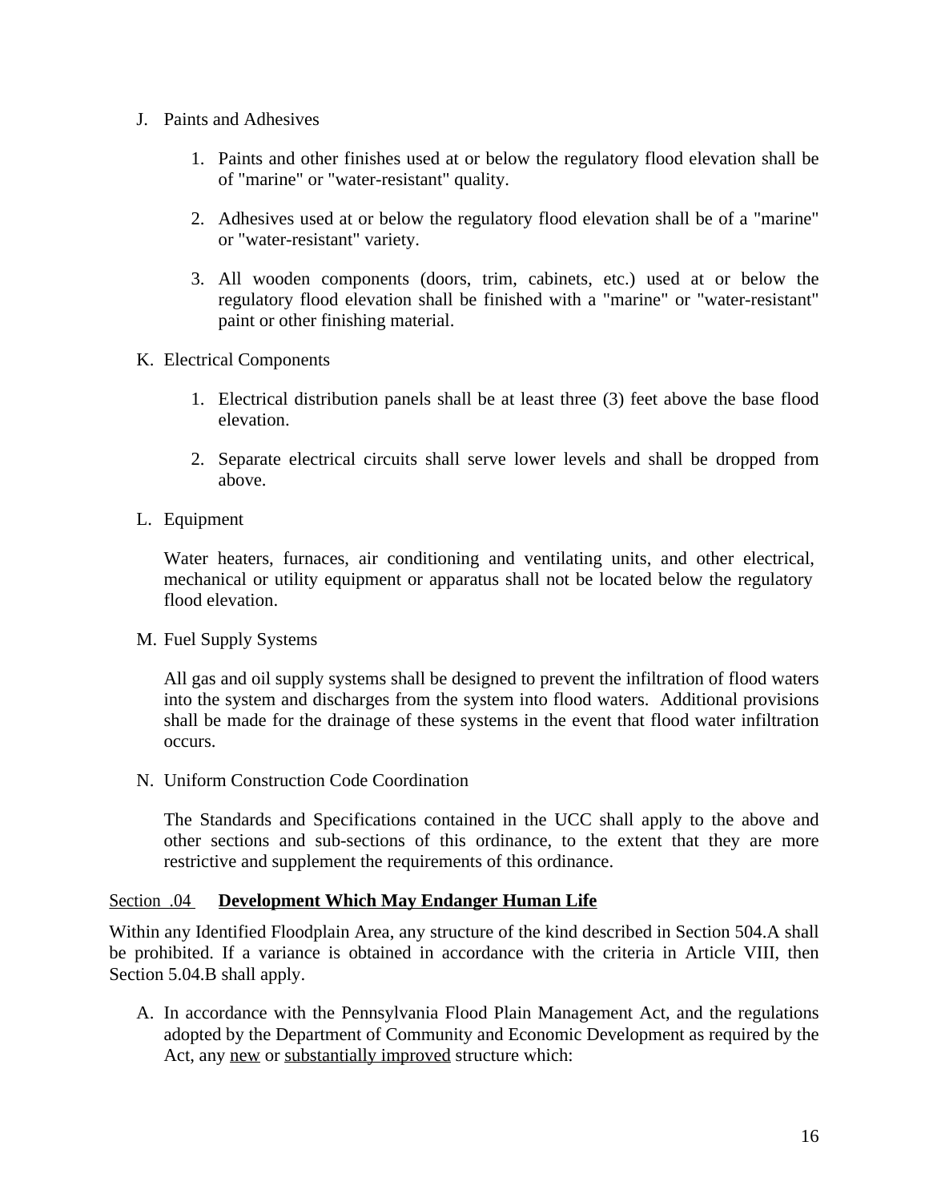J. Paints and Adhesives

1. Paints and other finishes used at or below the regulatory flood elevation shall be of "marine" or "water-resistant" quality.

2. Adhesives used at or below the regulatory flood elevation shall be of a "marine" or "water-resistant" variety.

3. All wooden components (doors, trim, cabinets, etc.) used at or below the regulatory flood elevation shall be finished with a "marine" or "water-resistant" paint or other finishing material.

K. Electrical Components

1. Electrical distribution panels shall be at least three (3) feet above the base flood elevation.

2. Separate electrical circuits shall serve lower levels and shall be dropped from above.

L. Equipment

Water heaters, furnaces, air conditioning and ventilating units, and other electrical, mechanical or utility equipment or apparatus shall not be located below the regulatory flood elevation.

M. Fuel Supply Systems

All gas and oil supply systems shall be designed to prevent the infiltration of flood waters into the system and discharges from the system into flood waters. Additional provisions shall be made for the drainage of these systems in the event that flood water infiltration occurs.

N. Uniform Construction Code Coordination

The Standards and Specifications contained in the UCC shall apply to the above and other sections and sub-sections of this ordinance, to the extent that they are more restrictive and supplement the requirements of this ordinance.

<u>Section .04</u> **<u>Development Which May Endanger Human Life</u>**

Within any Identified Floodplain Area, any structure of the kind described in Section 504.A shall be prohibited. If a variance is obtained in accordance with the criteria in Article VIII, then Section 5.04.B shall apply.

A. In accordance with the Pennsylvania Flood Plain Management Act, and the regulations adopted by the Department of Community and Economic Development as required by the Act, any <u>new</u> or <u>substantially improved</u> structure which: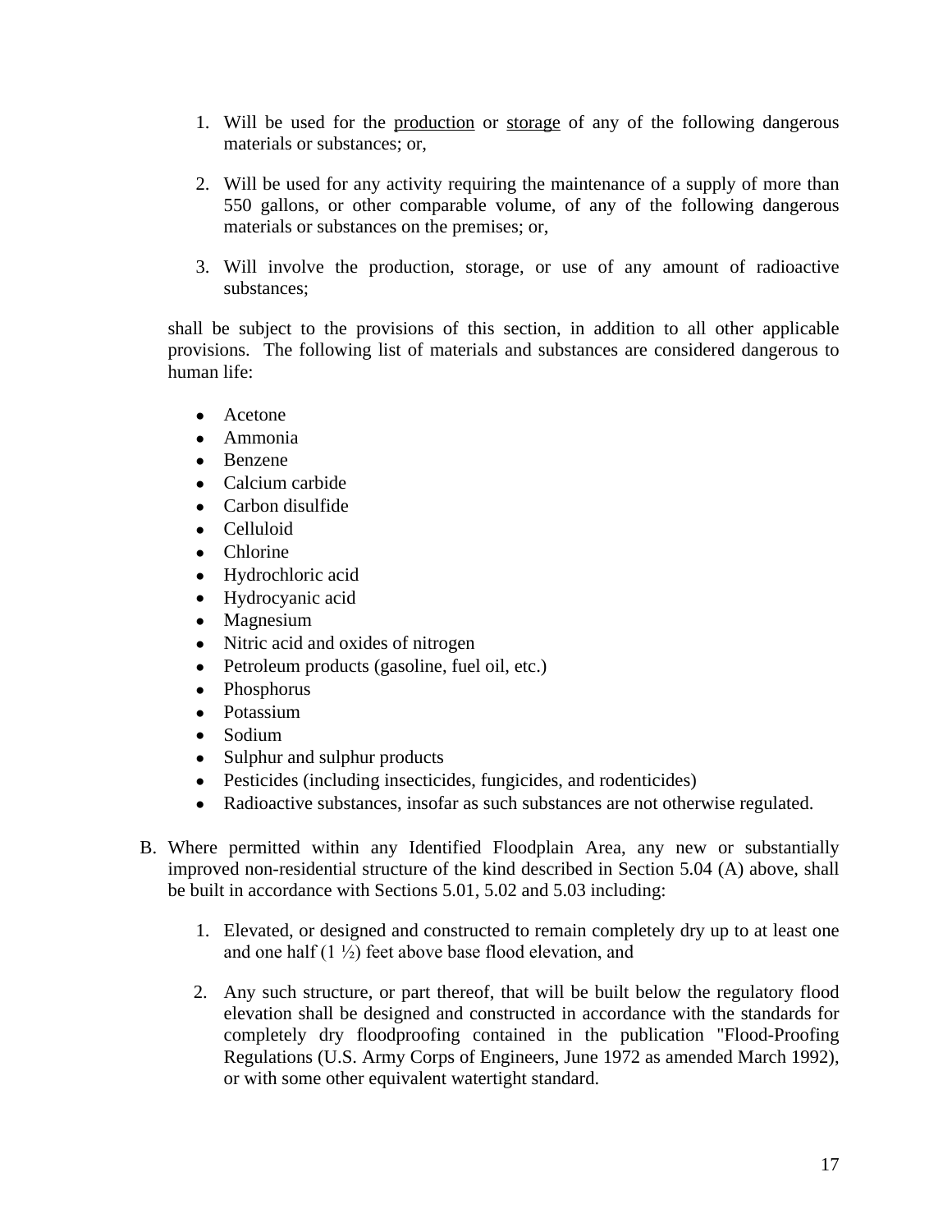1. Will be used for the <u>production</u> or <u>storage</u> of any of the following dangerous materials or substances; or,

2. Will be used for any activity requiring the maintenance of a supply of more than 550 gallons, or other comparable volume, of any of the following dangerous materials or substances on the premises; or,

3. Will involve the production, storage, or use of any amount of radioactive substances;

shall be subject to the provisions of this section, in addition to all other applicable provisions. The following list of materials and substances are considered dangerous to human life:

- Acetone
- Ammonia
- Benzene
- Calcium carbide
- Carbon disulfide
- Celluloid
- Chlorine
- Hydrochloric acid
- Hydrocyanic acid
- Magnesium
- Nitric acid and oxides of nitrogen
- Petroleum products (gasoline, fuel oil, etc.)
- Phosphorus
- Potassium
- Sodium
- Sulphur and sulphur products
- Pesticides (including insecticides, fungicides, and rodenticides)
- Radioactive substances, insofar as such substances are not otherwise regulated.

B. Where permitted within any Identified Floodplain Area, any new or substantially improved non-residential structure of the kind described in Section 5.04 (A) above, shall be built in accordance with Sections 5.01, 5.02 and 5.03 including:

1. Elevated, or designed and constructed to remain completely dry up to at least one and one half (1 ½) feet above base flood elevation, and

2. Any such structure, or part thereof, that will be built below the regulatory flood elevation shall be designed and constructed in accordance with the standards for completely dry floodproofing contained in the publication "Flood-Proofing Regulations (U.S. Army Corps of Engineers, June 1972 as amended March 1992), or with some other equivalent watertight standard.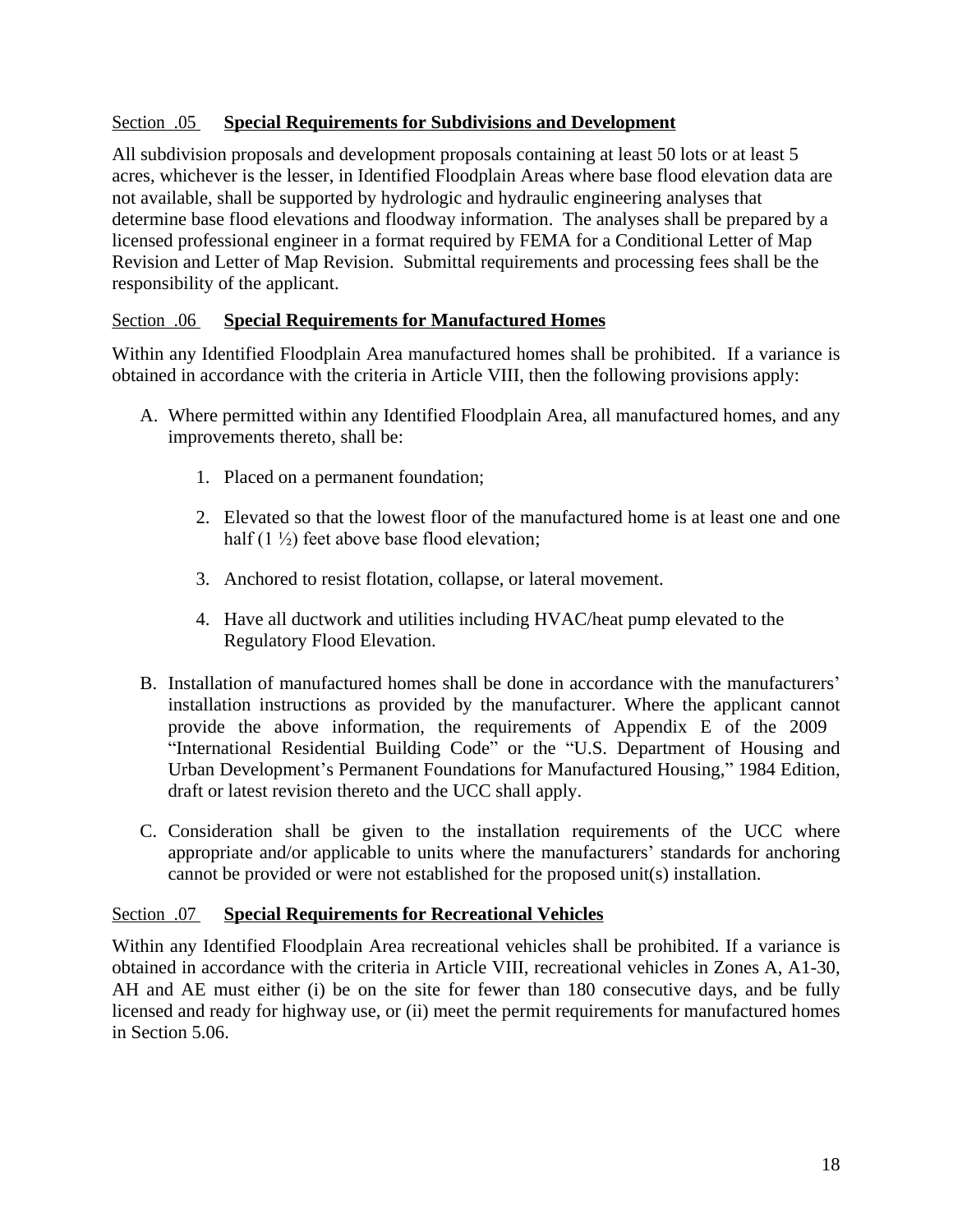### Section .05 **Special Requirements for Subdivisions and Development**

All subdivision proposals and development proposals containing at least 50 lots or at least 5 acres, whichever is the lesser, in Identified Floodplain Areas where base flood elevation data are not available, shall be supported by hydrologic and hydraulic engineering analyses that determine base flood elevations and floodway information. The analyses shall be prepared by a licensed professional engineer in a format required by FEMA for a Conditional Letter of Map Revision and Letter of Map Revision. Submittal requirements and processing fees shall be the responsibility of the applicant.

### Section .06 **Special Requirements for Manufactured Homes**

Within any Identified Floodplain Area manufactured homes shall be prohibited. If a variance is obtained in accordance with the criteria in Article VIII, then the following provisions apply:

A. Where permitted within any Identified Floodplain Area, all manufactured homes, and any improvements thereto, shall be:

   1. Placed on a permanent foundation;

   2. Elevated so that the lowest floor of the manufactured home is at least one and one half (1 ½) feet above base flood elevation;

   3. Anchored to resist flotation, collapse, or lateral movement.

   4. Have all ductwork and utilities including HVAC/heat pump elevated to the Regulatory Flood Elevation.

B. Installation of manufactured homes shall be done in accordance with the manufacturers' installation instructions as provided by the manufacturer. Where the applicant cannot provide the above information, the requirements of Appendix E of the 2009 "International Residential Building Code" or the "U.S. Department of Housing and Urban Development's Permanent Foundations for Manufactured Housing," 1984 Edition, draft or latest revision thereto and the UCC shall apply.

C. Consideration shall be given to the installation requirements of the UCC where appropriate and/or applicable to units where the manufacturers' standards for anchoring cannot be provided or were not established for the proposed unit(s) installation.

### Section .07 **Special Requirements for Recreational Vehicles**

Within any Identified Floodplain Area recreational vehicles shall be prohibited. If a variance is obtained in accordance with the criteria in Article VIII, recreational vehicles in Zones A, A1-30, AH and AE must either (i) be on the site for fewer than 180 consecutive days, and be fully licensed and ready for highway use, or (ii) meet the permit requirements for manufactured homes in Section 5.06.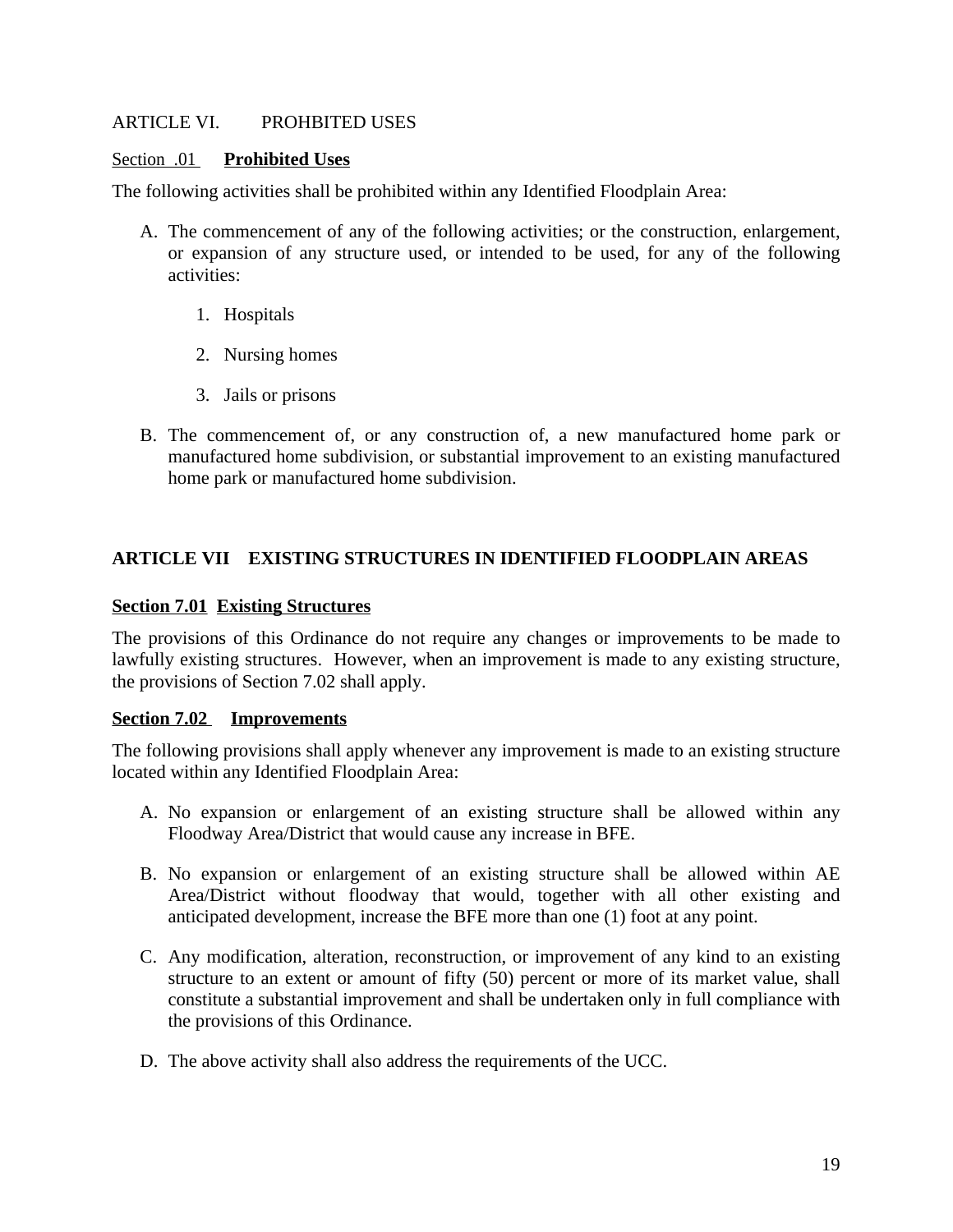## ARTICLE VI. PROHBITED USES

### Section .01 **Prohibited Uses**

The following activities shall be prohibited within any Identified Floodplain Area:

A. The commencement of any of the following activities; or the construction, enlargement, or expansion of any structure used, or intended to be used, for any of the following activities:

   1. Hospitals
   2. Nursing homes
   3. Jails or prisons

B. The commencement of, or any construction of, a new manufactured home park or manufactured home subdivision, or substantial improvement to an existing manufactured home park or manufactured home subdivision.

## ARTICLE VII EXISTING STRUCTURES IN IDENTIFIED FLOODPLAIN AREAS

### Section 7.01 Existing Structures

The provisions of this Ordinance do not require any changes or improvements to be made to lawfully existing structures. However, when an improvement is made to any existing structure, the provisions of Section 7.02 shall apply.

### Section 7.02 Improvements

The following provisions shall apply whenever any improvement is made to an existing structure located within any Identified Floodplain Area:

A. No expansion or enlargement of an existing structure shall be allowed within any Floodway Area/District that would cause any increase in BFE.

B. No expansion or enlargement of an existing structure shall be allowed within AE Area/District without floodway that would, together with all other existing and anticipated development, increase the BFE more than one (1) foot at any point.

C. Any modification, alteration, reconstruction, or improvement of any kind to an existing structure to an extent or amount of fifty (50) percent or more of its market value, shall constitute a substantial improvement and shall be undertaken only in full compliance with the provisions of this Ordinance.

D. The above activity shall also address the requirements of the UCC.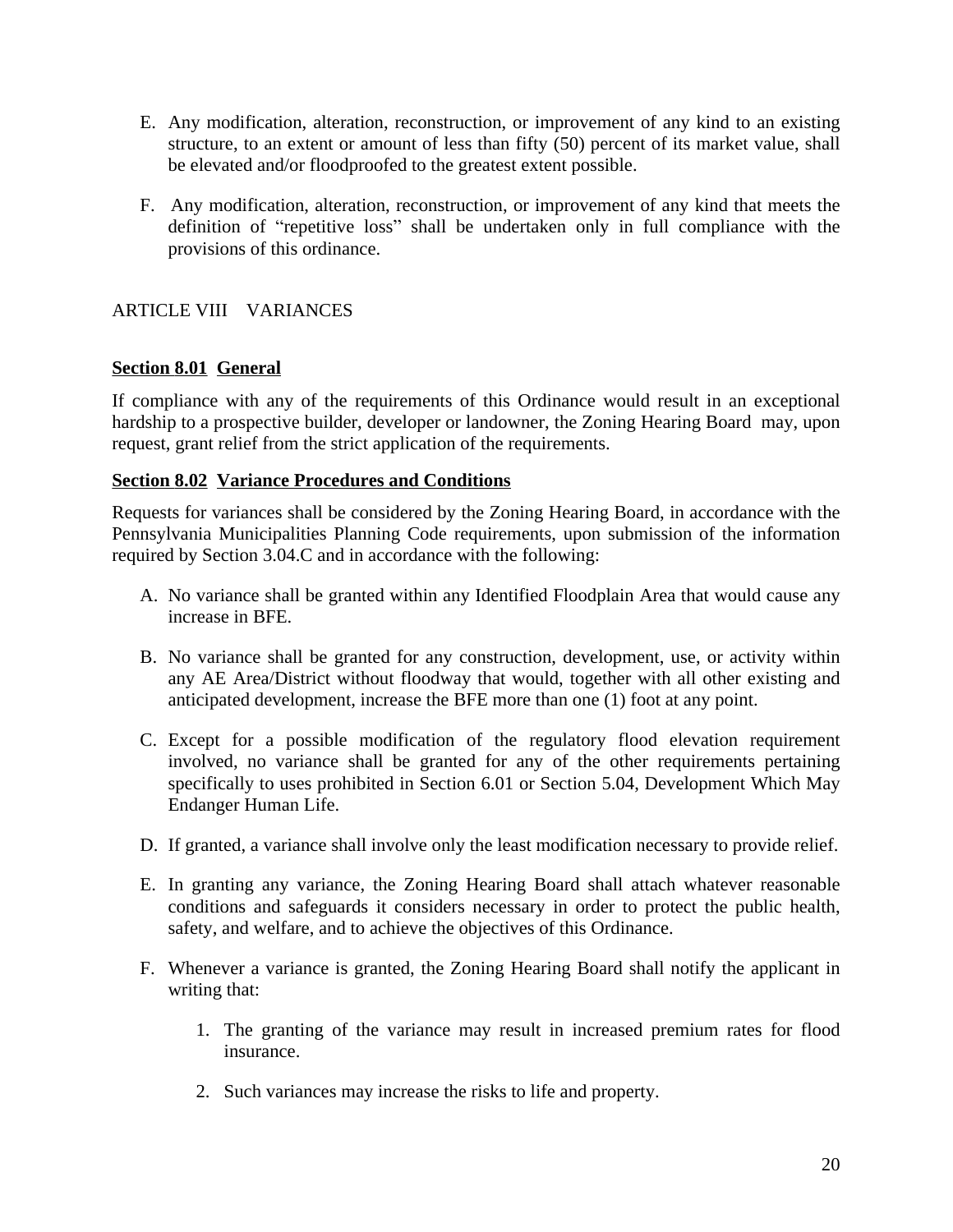E. Any modification, alteration, reconstruction, or improvement of any kind to an existing structure, to an extent or amount of less than fifty (50) percent of its market value, shall be elevated and/or floodproofed to the greatest extent possible.

F. Any modification, alteration, reconstruction, or improvement of any kind that meets the definition of "repetitive loss" shall be undertaken only in full compliance with the provisions of this ordinance.

## ARTICLE VIII VARIANCES

**Section 8.01 General**

If compliance with any of the requirements of this Ordinance would result in an exceptional hardship to a prospective builder, developer or landowner, the Zoning Hearing Board may, upon request, grant relief from the strict application of the requirements.

**Section 8.02 Variance Procedures and Conditions**

Requests for variances shall be considered by the Zoning Hearing Board, in accordance with the Pennsylvania Municipalities Planning Code requirements, upon submission of the information required by Section 3.04.C and in accordance with the following:

A. No variance shall be granted within any Identified Floodplain Area that would cause any increase in BFE.

B. No variance shall be granted for any construction, development, use, or activity within any AE Area/District without floodway that would, together with all other existing and anticipated development, increase the BFE more than one (1) foot at any point.

C. Except for a possible modification of the regulatory flood elevation requirement involved, no variance shall be granted for any of the other requirements pertaining specifically to uses prohibited in Section 6.01 or Section 5.04, Development Which May Endanger Human Life.

D. If granted, a variance shall involve only the least modification necessary to provide relief.

E. In granting any variance, the Zoning Hearing Board shall attach whatever reasonable conditions and safeguards it considers necessary in order to protect the public health, safety, and welfare, and to achieve the objectives of this Ordinance.

F. Whenever a variance is granted, the Zoning Hearing Board shall notify the applicant in writing that:

   1. The granting of the variance may result in increased premium rates for flood insurance.

   2. Such variances may increase the risks to life and property.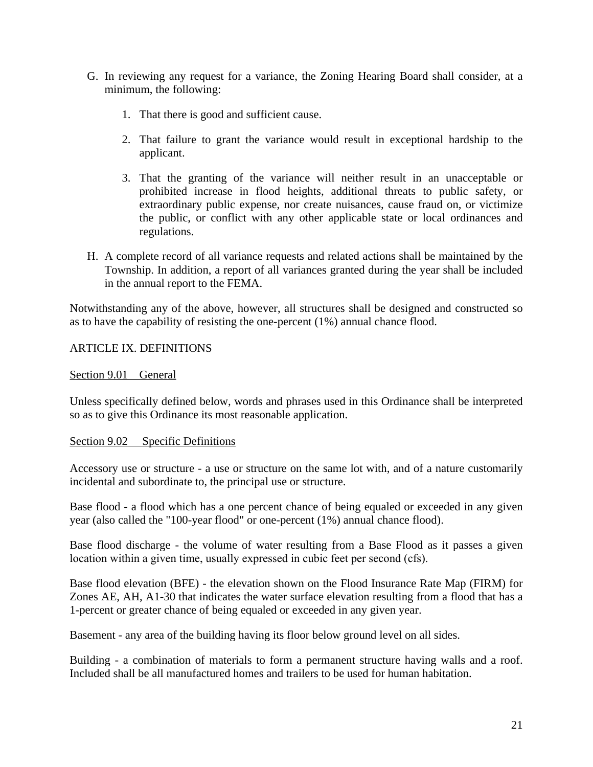G. In reviewing any request for a variance, the Zoning Hearing Board shall consider, at a minimum, the following:

   1. That there is good and sufficient cause.

   2. That failure to grant the variance would result in exceptional hardship to the applicant.

   3. That the granting of the variance will neither result in an unacceptable or prohibited increase in flood heights, additional threats to public safety, or extraordinary public expense, nor create nuisances, cause fraud on, or victimize the public, or conflict with any other applicable state or local ordinances and regulations.

H. A complete record of all variance requests and related actions shall be maintained by the Township. In addition, a report of all variances granted during the year shall be included in the annual report to the FEMA.

Notwithstanding any of the above, however, all structures shall be designed and constructed so as to have the capability of resisting the one-percent (1%) annual chance flood.

## ARTICLE IX. DEFINITIONS

### Section 9.01 General

Unless specifically defined below, words and phrases used in this Ordinance shall be interpreted so as to give this Ordinance its most reasonable application.

### Section 9.02 Specific Definitions

Accessory use or structure - a use or structure on the same lot with, and of a nature customarily incidental and subordinate to, the principal use or structure.

Base flood - a flood which has a one percent chance of being equaled or exceeded in any given year (also called the "100-year flood" or one-percent (1%) annual chance flood).

Base flood discharge - the volume of water resulting from a Base Flood as it passes a given location within a given time, usually expressed in cubic feet per second (cfs).

Base flood elevation (BFE) - the elevation shown on the Flood Insurance Rate Map (FIRM) for Zones AE, AH, A1-30 that indicates the water surface elevation resulting from a flood that has a 1-percent or greater chance of being equaled or exceeded in any given year.

Basement - any area of the building having its floor below ground level on all sides.

Building - a combination of materials to form a permanent structure having walls and a roof. Included shall be all manufactured homes and trailers to be used for human habitation.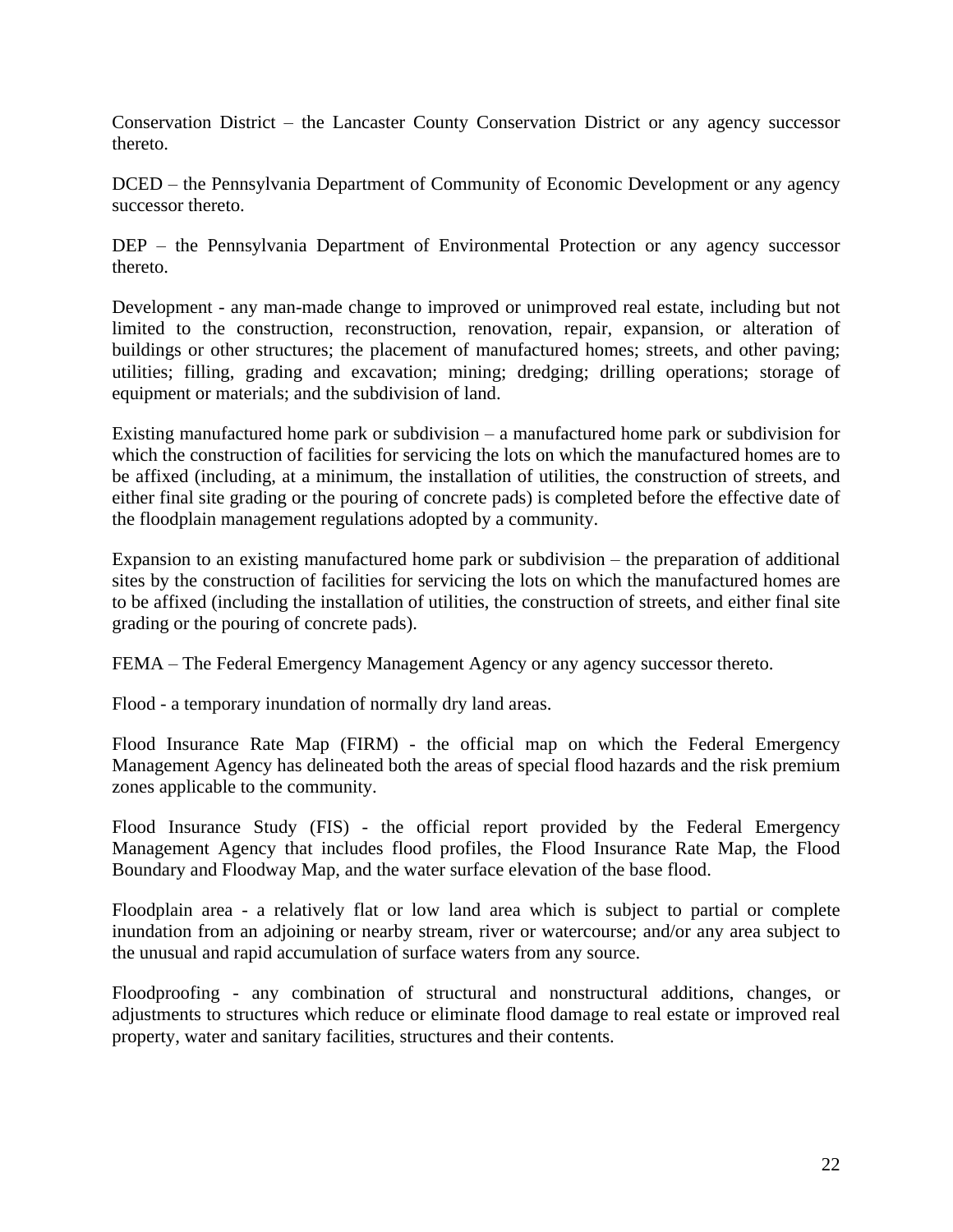Conservation District – the Lancaster County Conservation District or any agency successor thereto.

DCED – the Pennsylvania Department of Community of Economic Development or any agency successor thereto.

DEP – the Pennsylvania Department of Environmental Protection or any agency successor thereto.

Development - any man-made change to improved or unimproved real estate, including but not limited to the construction, reconstruction, renovation, repair, expansion, or alteration of buildings or other structures; the placement of manufactured homes; streets, and other paving; utilities; filling, grading and excavation; mining; dredging; drilling operations; storage of equipment or materials; and the subdivision of land.

Existing manufactured home park or subdivision – a manufactured home park or subdivision for which the construction of facilities for servicing the lots on which the manufactured homes are to be affixed (including, at a minimum, the installation of utilities, the construction of streets, and either final site grading or the pouring of concrete pads) is completed before the effective date of the floodplain management regulations adopted by a community.

Expansion to an existing manufactured home park or subdivision – the preparation of additional sites by the construction of facilities for servicing the lots on which the manufactured homes are to be affixed (including the installation of utilities, the construction of streets, and either final site grading or the pouring of concrete pads).

FEMA – The Federal Emergency Management Agency or any agency successor thereto.

Flood - a temporary inundation of normally dry land areas.

Flood Insurance Rate Map (FIRM) - the official map on which the Federal Emergency Management Agency has delineated both the areas of special flood hazards and the risk premium zones applicable to the community.

Flood Insurance Study (FIS) - the official report provided by the Federal Emergency Management Agency that includes flood profiles, the Flood Insurance Rate Map, the Flood Boundary and Floodway Map, and the water surface elevation of the base flood.

Floodplain area - a relatively flat or low land area which is subject to partial or complete inundation from an adjoining or nearby stream, river or watercourse; and/or any area subject to the unusual and rapid accumulation of surface waters from any source.

Floodproofing - any combination of structural and nonstructural additions, changes, or adjustments to structures which reduce or eliminate flood damage to real estate or improved real property, water and sanitary facilities, structures and their contents.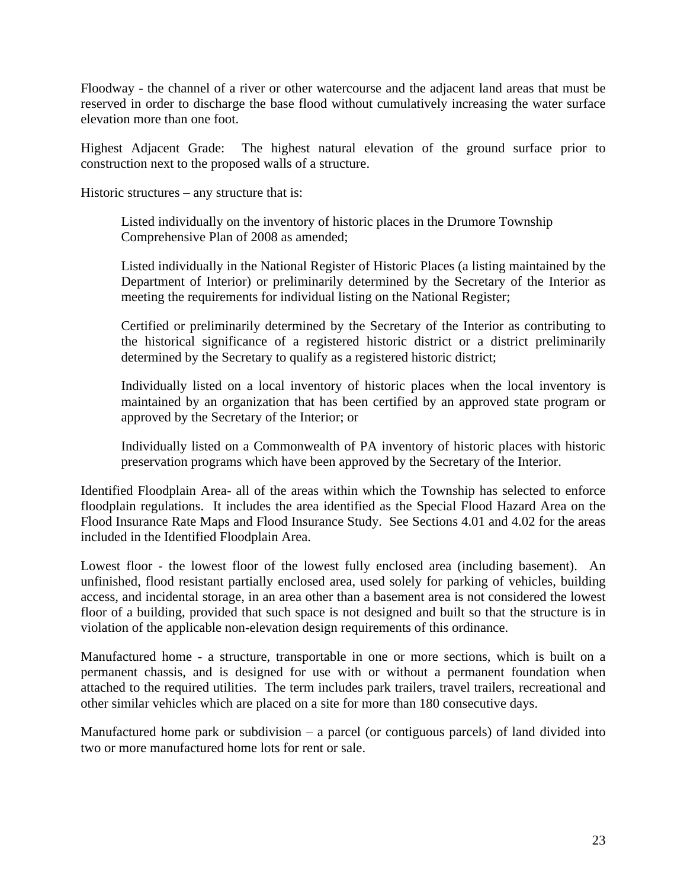Floodway - the channel of a river or other watercourse and the adjacent land areas that must be reserved in order to discharge the base flood without cumulatively increasing the water surface elevation more than one foot.

Highest Adjacent Grade: The highest natural elevation of the ground surface prior to construction next to the proposed walls of a structure.

Historic structures – any structure that is:

> Listed individually on the inventory of historic places in the Drumore Township Comprehensive Plan of 2008 as amended;
>
> Listed individually in the National Register of Historic Places (a listing maintained by the Department of Interior) or preliminarily determined by the Secretary of the Interior as meeting the requirements for individual listing on the National Register;
>
> Certified or preliminarily determined by the Secretary of the Interior as contributing to the historical significance of a registered historic district or a district preliminarily determined by the Secretary to qualify as a registered historic district;
>
> Individually listed on a local inventory of historic places when the local inventory is maintained by an organization that has been certified by an approved state program or approved by the Secretary of the Interior; or
>
> Individually listed on a Commonwealth of PA inventory of historic places with historic preservation programs which have been approved by the Secretary of the Interior.

Identified Floodplain Area- all of the areas within which the Township has selected to enforce floodplain regulations. It includes the area identified as the Special Flood Hazard Area on the Flood Insurance Rate Maps and Flood Insurance Study. See Sections 4.01 and 4.02 for the areas included in the Identified Floodplain Area.

Lowest floor - the lowest floor of the lowest fully enclosed area (including basement). An unfinished, flood resistant partially enclosed area, used solely for parking of vehicles, building access, and incidental storage, in an area other than a basement area is not considered the lowest floor of a building, provided that such space is not designed and built so that the structure is in violation of the applicable non-elevation design requirements of this ordinance.

Manufactured home - a structure, transportable in one or more sections, which is built on a permanent chassis, and is designed for use with or without a permanent foundation when attached to the required utilities. The term includes park trailers, travel trailers, recreational and other similar vehicles which are placed on a site for more than 180 consecutive days.

Manufactured home park or subdivision – a parcel (or contiguous parcels) of land divided into two or more manufactured home lots for rent or sale.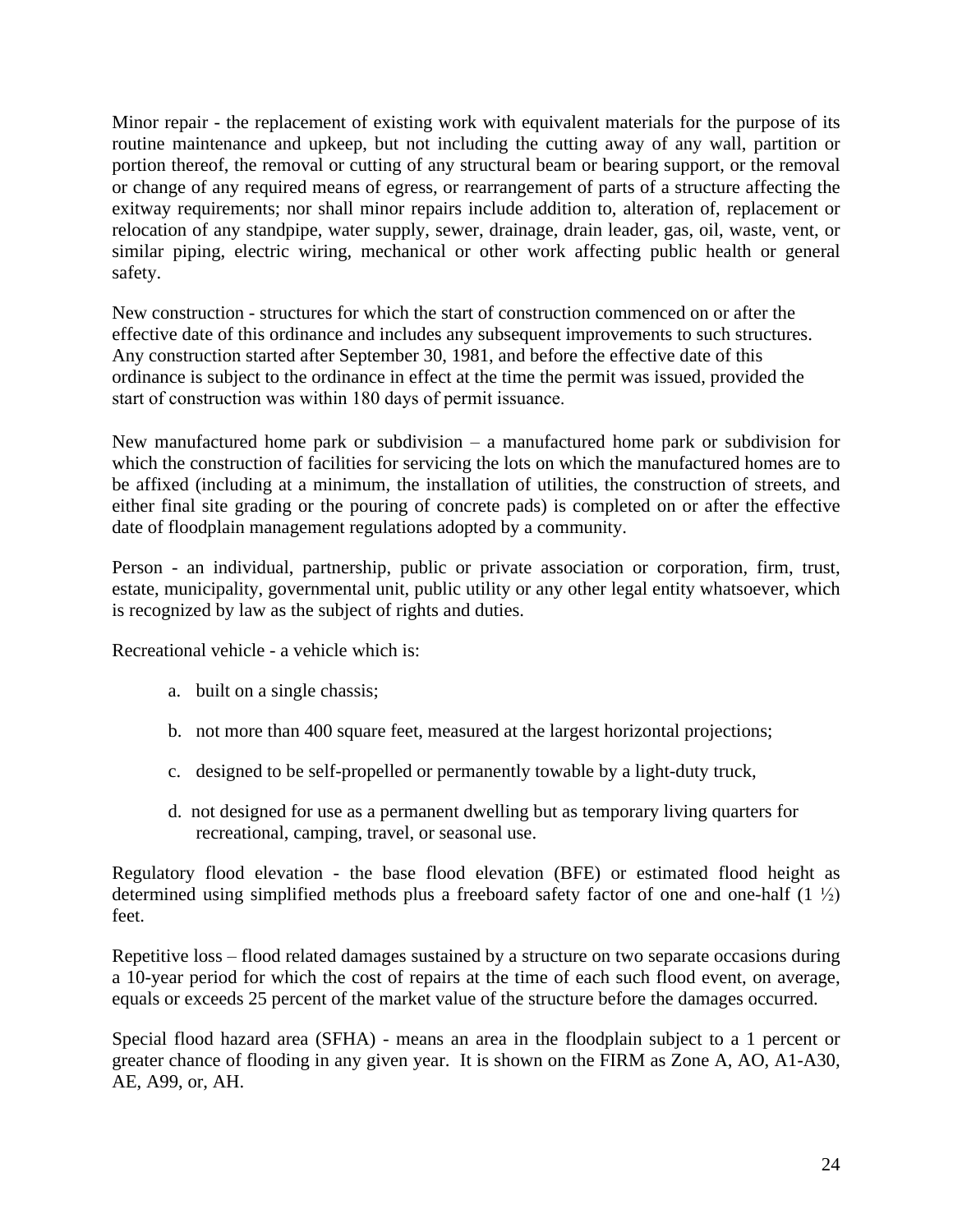Minor repair - the replacement of existing work with equivalent materials for the purpose of its routine maintenance and upkeep, but not including the cutting away of any wall, partition or portion thereof, the removal or cutting of any structural beam or bearing support, or the removal or change of any required means of egress, or rearrangement of parts of a structure affecting the exitway requirements; nor shall minor repairs include addition to, alteration of, replacement or relocation of any standpipe, water supply, sewer, drainage, drain leader, gas, oil, waste, vent, or similar piping, electric wiring, mechanical or other work affecting public health or general safety.

New construction - structures for which the start of construction commenced on or after the effective date of this ordinance and includes any subsequent improvements to such structures. Any construction started after September 30, 1981, and before the effective date of this ordinance is subject to the ordinance in effect at the time the permit was issued, provided the start of construction was within 180 days of permit issuance.

New manufactured home park or subdivision – a manufactured home park or subdivision for which the construction of facilities for servicing the lots on which the manufactured homes are to be affixed (including at a minimum, the installation of utilities, the construction of streets, and either final site grading or the pouring of concrete pads) is completed on or after the effective date of floodplain management regulations adopted by a community.

Person - an individual, partnership, public or private association or corporation, firm, trust, estate, municipality, governmental unit, public utility or any other legal entity whatsoever, which is recognized by law as the subject of rights and duties.

Recreational vehicle - a vehicle which is:

a. built on a single chassis;

b. not more than 400 square feet, measured at the largest horizontal projections;

c. designed to be self-propelled or permanently towable by a light-duty truck,

d. not designed for use as a permanent dwelling but as temporary living quarters for recreational, camping, travel, or seasonal use.

Regulatory flood elevation - the base flood elevation (BFE) or estimated flood height as determined using simplified methods plus a freeboard safety factor of one and one-half (1 ½) feet.

Repetitive loss – flood related damages sustained by a structure on two separate occasions during a 10-year period for which the cost of repairs at the time of each such flood event, on average, equals or exceeds 25 percent of the market value of the structure before the damages occurred.

Special flood hazard area (SFHA) - means an area in the floodplain subject to a 1 percent or greater chance of flooding in any given year. It is shown on the FIRM as Zone A, AO, A1-A30, AE, A99, or, AH.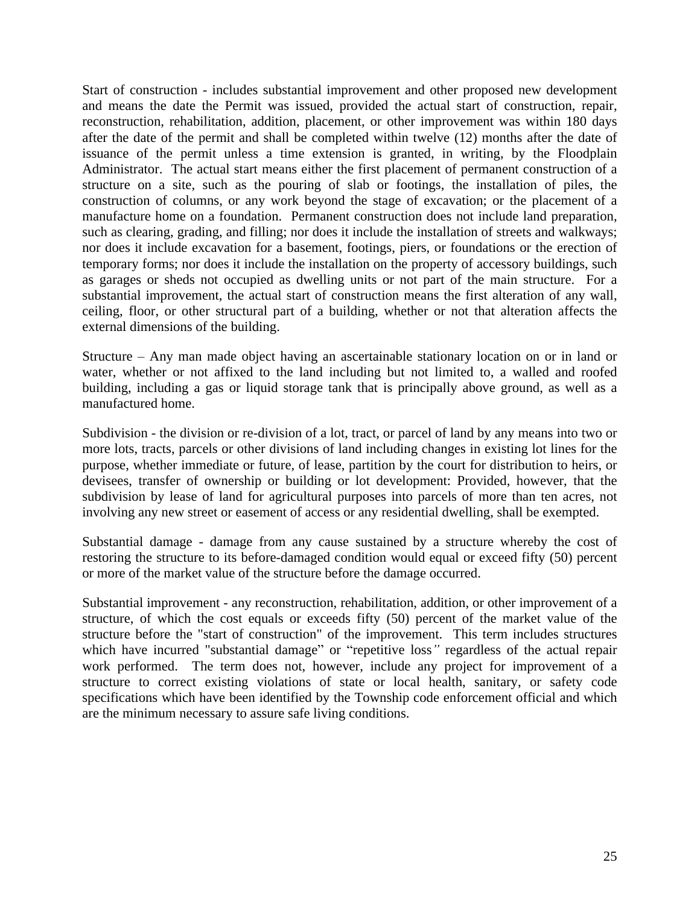Start of construction - includes substantial improvement and other proposed new development and means the date the Permit was issued, provided the actual start of construction, repair, reconstruction, rehabilitation, addition, placement, or other improvement was within 180 days after the date of the permit and shall be completed within twelve (12) months after the date of issuance of the permit unless a time extension is granted, in writing, by the Floodplain Administrator. The actual start means either the first placement of permanent construction of a structure on a site, such as the pouring of slab or footings, the installation of piles, the construction of columns, or any work beyond the stage of excavation; or the placement of a manufacture home on a foundation. Permanent construction does not include land preparation, such as clearing, grading, and filling; nor does it include the installation of streets and walkways; nor does it include excavation for a basement, footings, piers, or foundations or the erection of temporary forms; nor does it include the installation on the property of accessory buildings, such as garages or sheds not occupied as dwelling units or not part of the main structure. For a substantial improvement, the actual start of construction means the first alteration of any wall, ceiling, floor, or other structural part of a building, whether or not that alteration affects the external dimensions of the building.

Structure – Any man made object having an ascertainable stationary location on or in land or water, whether or not affixed to the land including but not limited to, a walled and roofed building, including a gas or liquid storage tank that is principally above ground, as well as a manufactured home.

Subdivision - the division or re-division of a lot, tract, or parcel of land by any means into two or more lots, tracts, parcels or other divisions of land including changes in existing lot lines for the purpose, whether immediate or future, of lease, partition by the court for distribution to heirs, or devisees, transfer of ownership or building or lot development: Provided, however, that the subdivision by lease of land for agricultural purposes into parcels of more than ten acres, not involving any new street or easement of access or any residential dwelling, shall be exempted.

Substantial damage - damage from any cause sustained by a structure whereby the cost of restoring the structure to its before-damaged condition would equal or exceed fifty (50) percent or more of the market value of the structure before the damage occurred.

Substantial improvement - any reconstruction, rehabilitation, addition, or other improvement of a structure, of which the cost equals or exceeds fifty (50) percent of the market value of the structure before the "start of construction" of the improvement. This term includes structures which have incurred "substantial damage" or "repetitive loss" regardless of the actual repair work performed. The term does not, however, include any project for improvement of a structure to correct existing violations of state or local health, sanitary, or safety code specifications which have been identified by the Township code enforcement official and which are the minimum necessary to assure safe living conditions.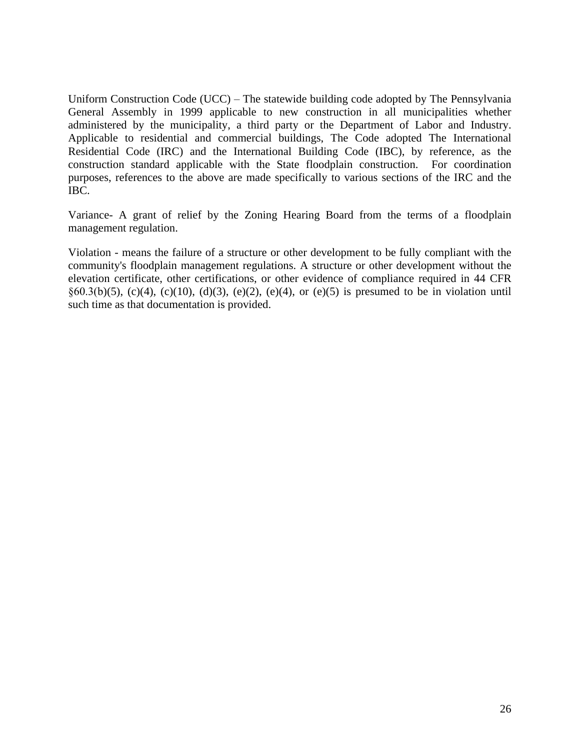Uniform Construction Code (UCC) – The statewide building code adopted by The Pennsylvania General Assembly in 1999 applicable to new construction in all municipalities whether administered by the municipality, a third party or the Department of Labor and Industry. Applicable to residential and commercial buildings, The Code adopted The International Residential Code (IRC) and the International Building Code (IBC), by reference, as the construction standard applicable with the State floodplain construction. For coordination purposes, references to the above are made specifically to various sections of the IRC and the IBC.

Variance- A grant of relief by the Zoning Hearing Board from the terms of a floodplain management regulation.

Violation - means the failure of a structure or other development to be fully compliant with the community's floodplain management regulations. A structure or other development without the elevation certificate, other certifications, or other evidence of compliance required in 44 CFR §60.3(b)(5), (c)(4), (c)(10), (d)(3), (e)(2), (e)(4), or (e)(5) is presumed to be in violation until such time as that documentation is provided.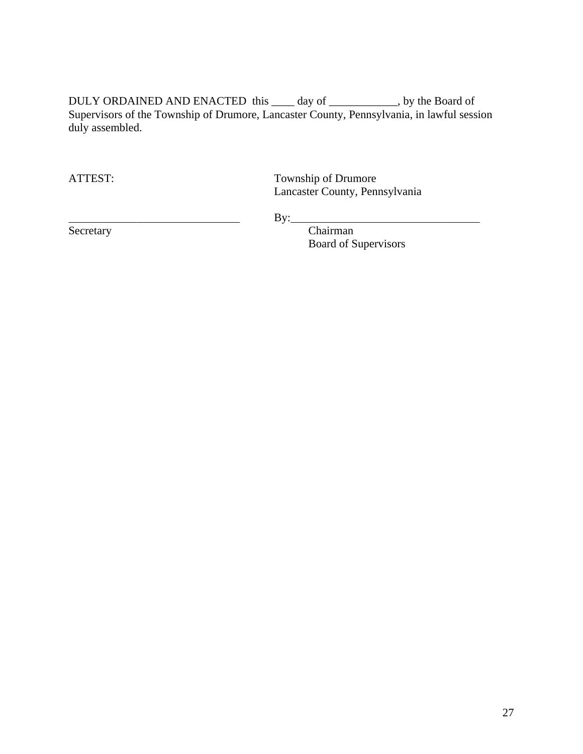DULY ORDAINED AND ENACTED this ____ day of ____________, by the Board of Supervisors of the Township of Drumore, Lancaster County, Pennsylvania, in lawful session duly assembled.

ATTEST:

______________________________
Secretary

Township of Drumore
Lancaster County, Pennsylvania

By:_________________________________
Chairman
Board of Supervisors